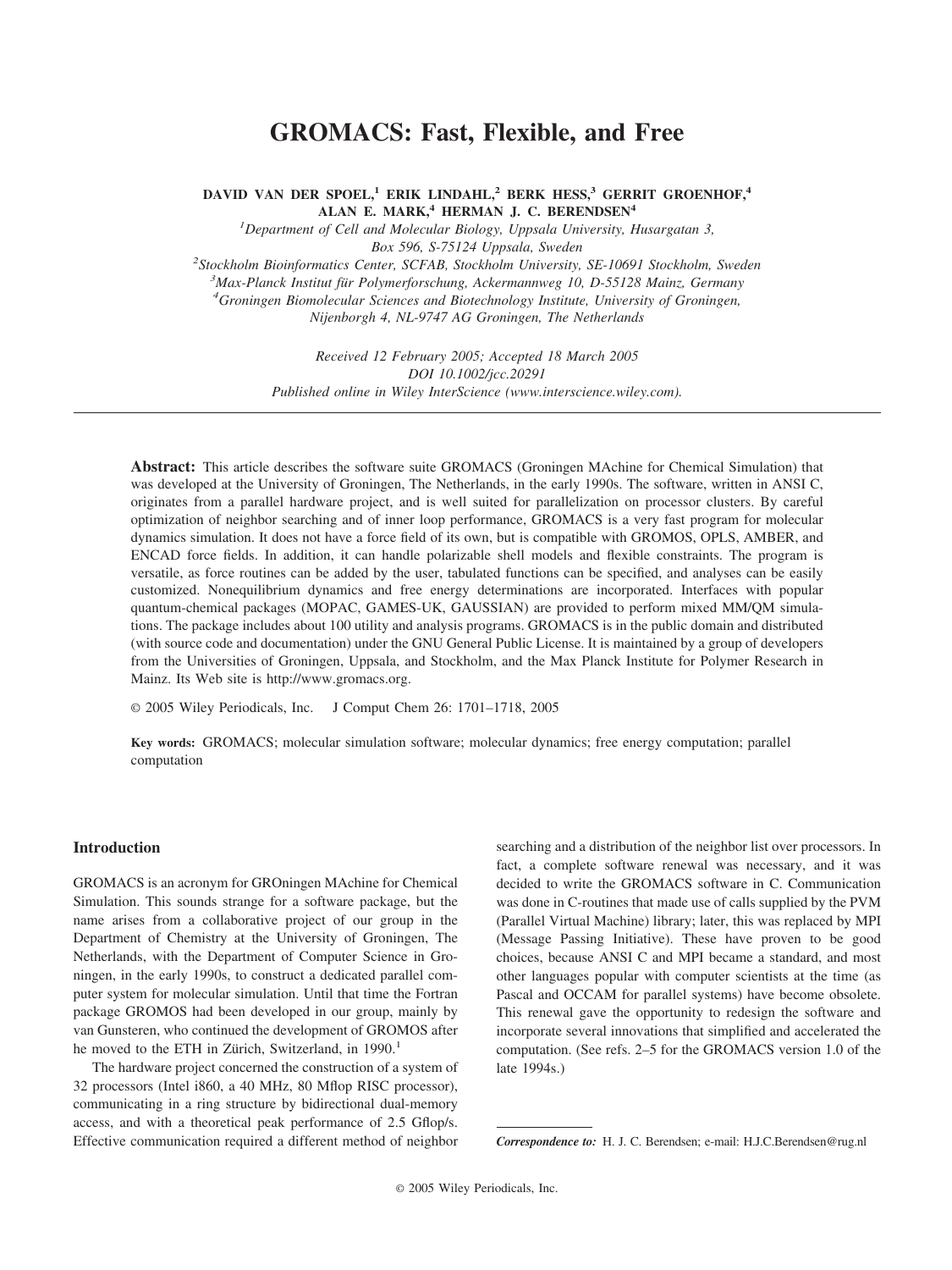# GROMACS: Fast, Flexible, and Free

**DAVID VAN DER SPOEL,[1] ERIK LINDAHL,[2] BERK HESS,[3] GERRIT GROENHOF,[4] ALAN E. MARK,[4] HERMAN J. C. BERENDSEN[4]**

[1]*Department of Cell and Molecular Biology, Uppsala University, Husargatan 3, Box 596, S-75124 Uppsala, Sweden*

[2]*Stockholm Bioinformatics Center, SCFAB, Stockholm University, SE-10691 Stockholm, Sweden*

[3]*Max-Planck Institut für Polymerforschung, Ackermannweg 10, D-55128 Mainz, Germany*

[4]*Groningen Biomolecular Sciences and Biotechnology Institute, University of Groningen, Nijenborgh 4, NL-9747 AG Groningen, The Netherlands*

*Received 12 February 2005; Accepted 18 March 2005*
*DOI 10.1002/jcc.20291*
*Published online in Wiley InterScience (www.interscience.wiley.com).*

---

**Abstract:** This article describes the software suite GROMACS (Groningen MAchine for Chemical Simulation) that was developed at the University of Groningen, The Netherlands, in the early 1990s. The software, written in ANSI C, originates from a parallel hardware project, and is well suited for parallelization on processor clusters. By careful optimization of neighbor searching and of inner loop performance, GROMACS is a very fast program for molecular dynamics simulation. It does not have a force field of its own, but is compatible with GROMOS, OPLS, AMBER, and ENCAD force fields. In addition, it can handle polarizable shell models and flexible constraints. The program is versatile, as force routines can be added by the user, tabulated functions can be specified, and analyses can be easily customized. Nonequilibrium dynamics and free energy determinations are incorporated. Interfaces with popular quantum-chemical packages (MOPAC, GAMES-UK, GAUSSIAN) are provided to perform mixed MM/QM simulations. The package includes about 100 utility and analysis programs. GROMACS is in the public domain and distributed (with source code and documentation) under the GNU General Public License. It is maintained by a group of developers from the Universities of Groningen, Uppsala, and Stockholm, and the Max Planck Institute for Polymer Research in Mainz. Its Web site is http://www.gromacs.org.

© 2005 Wiley Periodicals, Inc. J Comput Chem 26: 1701–1718, 2005

**Key words:** GROMACS; molecular simulation software; molecular dynamics; free energy computation; parallel computation

## Introduction

GROMACS is an acronym for GROningen MAchine for Chemical Simulation. This sounds strange for a software package, but the name arises from a collaborative project of our group in the Department of Chemistry at the University of Groningen, The Netherlands, with the Department of Computer Science in Groningen, in the early 1990s, to construct a dedicated parallel computer system for molecular simulation. Until that time the Fortran package GROMOS had been developed in our group, mainly by van Gunsteren, who continued the development of GROMOS after he moved to the ETH in Zürich, Switzerland, in 1990.[1]

The hardware project concerned the construction of a system of 32 processors (Intel i860, a 40 MHz, 80 Mflop RISC processor), communicating in a ring structure by bidirectional dual-memory access, and with a theoretical peak performance of 2.5 Gflop/s. Effective communication required a different method of neighbor searching and a distribution of the neighbor list over processors. In fact, a complete software renewal was necessary, and it was decided to write the GROMACS software in C. Communication was done in C-routines that made use of calls supplied by the PVM (Parallel Virtual Machine) library; later, this was replaced by MPI (Message Passing Initiative). These have proven to be good choices, because ANSI C and MPI became a standard, and most other languages popular with computer scientists at the time (as Pascal and OCCAM for parallel systems) have become obsolete. This renewal gave the opportunity to redesign the software and incorporate several innovations that simplified and accelerated the computation. (See refs. 2–5 for the GROMACS version 1.0 of the late 1994s.)

---

***Correspondence to:*** H. J. C. Berendsen; e-mail: H.J.C.Berendsen@rug.nl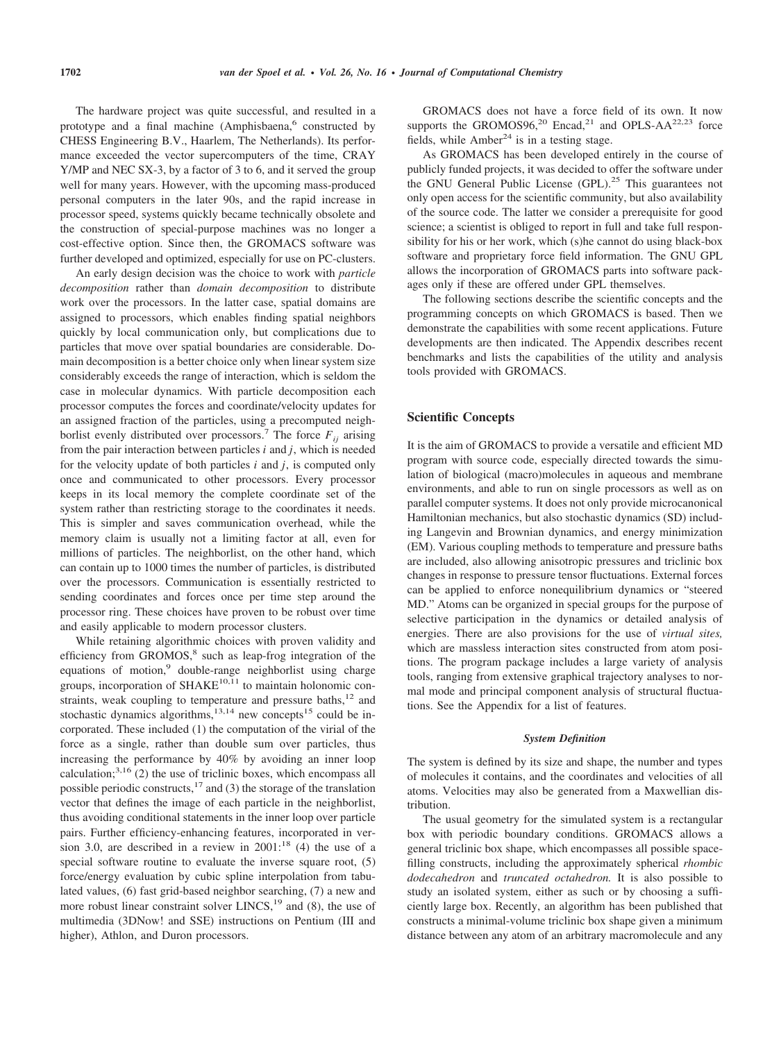The hardware project was quite successful, and resulted in a prototype and a final machine (Amphisbaena,[6] constructed by CHESS Engineering B.V., Haarlem, The Netherlands). Its performance exceeded the vector supercomputers of the time, CRAY Y/MP and NEC SX-3, by a factor of 3 to 6, and it served the group well for many years. However, with the upcoming mass-produced personal computers in the later 90s, and the rapid increase in processor speed, systems quickly became technically obsolete and the construction of special-purpose machines was no longer a cost-effective option. Since then, the GROMACS software was further developed and optimized, especially for use on PC-clusters.

An early design decision was the choice to work with *particle decomposition* rather than *domain decomposition* to distribute work over the processors. In the latter case, spatial domains are assigned to processors, which enables finding spatial neighbors quickly by local communication only, but complications due to particles that move over spatial boundaries are considerable. Domain decomposition is a better choice only when linear system size considerably exceeds the range of interaction, which is seldom the case in molecular dynamics. With particle decomposition each processor computes the forces and coordinate/velocity updates for an assigned fraction of the particles, using a precomputed neighborlist evenly distributed over processors.[7] The force $F_{ij}$ arising from the pair interaction between particles $i$ and $j$, which is needed for the velocity update of both particles $i$ and $j$, is computed only once and communicated to other processors. Every processor keeps in its local memory the complete coordinate set of the system rather than restricting storage to the coordinates it needs. This is simpler and saves communication overhead, while the memory claim is usually not a limiting factor at all, even for millions of particles. The neighborlist, on the other hand, which can contain up to 1000 times the number of particles, is distributed over the processors. Communication is essentially restricted to sending coordinates and forces once per time step around the processor ring. These choices have proven to be robust over time and easily applicable to modern processor clusters.

While retaining algorithmic choices with proven validity and efficiency from GROMOS,[8] such as leap-frog integration of the equations of motion,[9] double-range neighborlist using charge groups, incorporation of SHAKE[10,11] to maintain holonomic constraints, weak coupling to temperature and pressure baths,[12] and stochastic dynamics algorithms,[13,14] new concepts[15] could be incorporated. These included (1) the computation of the virial of the force as a single, rather than double sum over particles, thus increasing the performance by 40% by avoiding an inner loop calculation;[3,16] (2) the use of triclinic boxes, which encompass all possible periodic constructs,[17] and (3) the storage of the translation vector that defines the image of each particle in the neighborlist, thus avoiding conditional statements in the inner loop over particle pairs. Further efficiency-enhancing features, incorporated in version 3.0, are described in a review in 2001:[18] (4) the use of a special software routine to evaluate the inverse square root, (5) force/energy evaluation by cubic spline interpolation from tabulated values, (6) fast grid-based neighbor searching, (7) a new and more robust linear constraint solver LINCS,[19] and (8), the use of multimedia (3DNow! and SSE) instructions on Pentium (III and higher), Athlon, and Duron processors.

GROMACS does not have a force field of its own. It now supports the GROMOS96,[20] Encad,[21] and OPLS-AA[22,23] force fields, while Amber[24] is in a testing stage.

As GROMACS has been developed entirely in the course of publicly funded projects, it was decided to offer the software under the GNU General Public License (GPL).[25] This guarantees not only open access for the scientific community, but also availability of the source code. The latter we consider a prerequisite for good science; a scientist is obliged to report in full and take full responsibility for his or her work, which (s)he cannot do using black-box software and proprietary force field information. The GNU GPL allows the incorporation of GROMACS parts into software packages only if these are offered under GPL themselves.

The following sections describe the scientific concepts and the programming concepts on which GROMACS is based. Then we demonstrate the capabilities with some recent applications. Future developments are then indicated. The Appendix describes recent benchmarks and lists the capabilities of the utility and analysis tools provided with GROMACS.

## Scientific Concepts

It is the aim of GROMACS to provide a versatile and efficient MD program with source code, especially directed towards the simulation of biological (macro)molecules in aqueous and membrane environments, and able to run on single processors as well as on parallel computer systems. It does not only provide microcanonical Hamiltonian mechanics, but also stochastic dynamics (SD) including Langevin and Brownian dynamics, and energy minimization (EM). Various coupling methods to temperature and pressure baths are included, also allowing anisotropic pressures and triclinic box changes in response to pressure tensor fluctuations. External forces can be applied to enforce nonequilibrium dynamics or "steered MD." Atoms can be organized in special groups for the purpose of selective participation in the dynamics or detailed analysis of energies. There are also provisions for the use of *virtual sites,* which are massless interaction sites constructed from atom positions. The program package includes a large variety of analysis tools, ranging from extensive graphical trajectory analyses to normal mode and principal component analysis of structural fluctuations. See the Appendix for a list of features.

### *System Definition*

The system is defined by its size and shape, the number and types of molecules it contains, and the coordinates and velocities of all atoms. Velocities may also be generated from a Maxwellian distribution.

The usual geometry for the simulated system is a rectangular box with periodic boundary conditions. GROMACS allows a general triclinic box shape, which encompasses all possible space-filling constructs, including the approximately spherical *rhombic dodecahedron* and *truncated octahedron.* It is also possible to study an isolated system, either as such or by choosing a sufficiently large box. Recently, an algorithm has been published that constructs a minimal-volume triclinic box shape given a minimum distance between any atom of an arbitrary macromolecule and any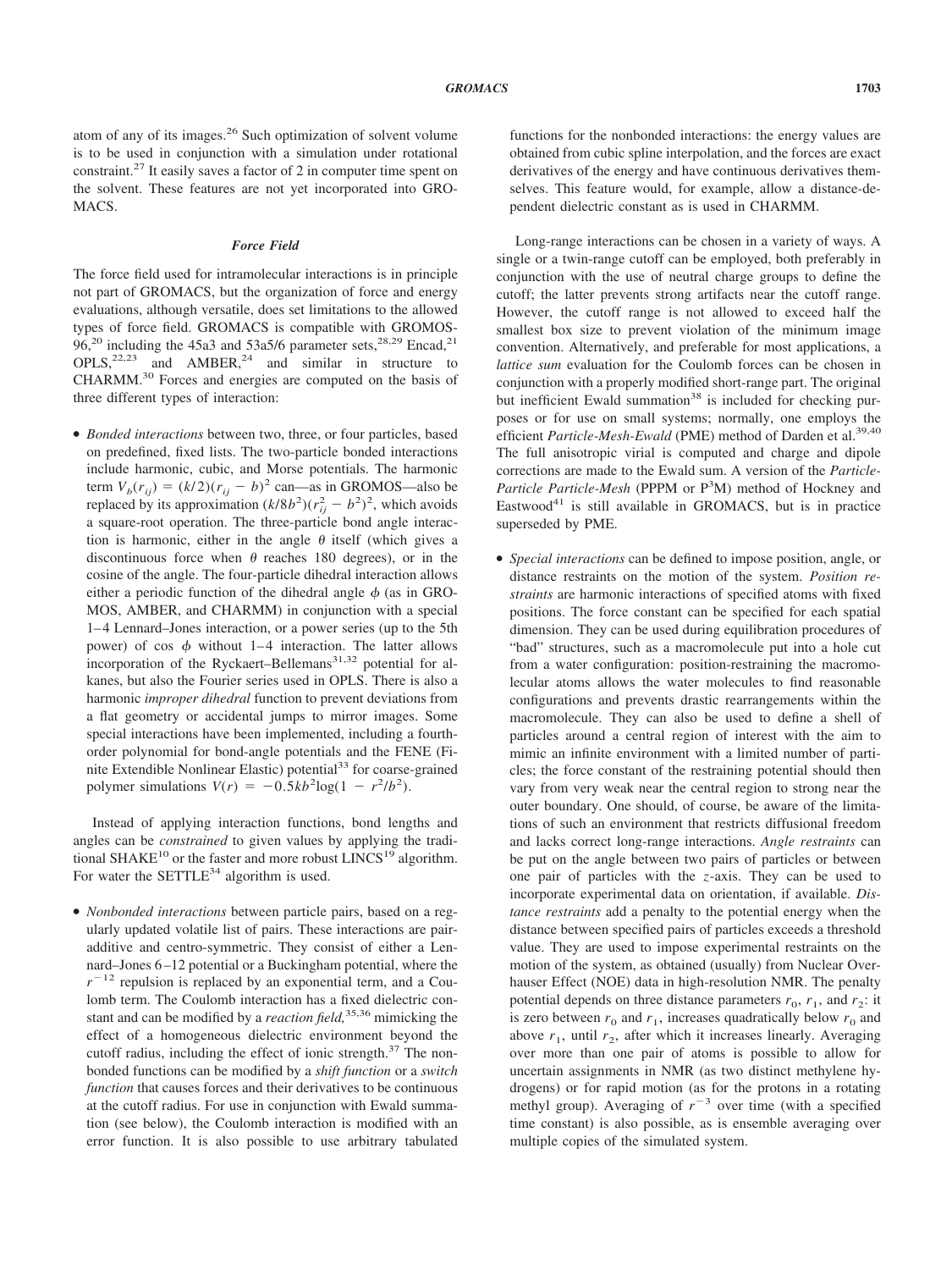atom of any of its images.[26] Such optimization of solvent volume is to be used in conjunction with a simulation under rotational constraint.[27] It easily saves a factor of 2 in computer time spent on the solvent. These features are not yet incorporated into GROMACS.

### Force Field

The force field used for intramolecular interactions is in principle not part of GROMACS, but the organization of force and energy evaluations, although versatile, does set limitations to the allowed types of force field. GROMACS is compatible with GROMOS-96,[20] including the 45a3 and 53a5/6 parameter sets,[28,29] Encad,[21] OPLS,[22,23] and AMBER,[24] and similar in structure to CHARMM.[30] Forces and energies are computed on the basis of three different types of interaction:

- *Bonded interactions* between two, three, or four particles, based on predefined, fixed lists. The two-particle bonded interactions include harmonic, cubic, and Morse potentials. The harmonic term $V_b(r_{ij}) = (k/2)(r_{ij} - b)^2$ can—as in GROMOS—also be replaced by its approximation $(k/8b^2)(r_{ij}^2 - b^2)^2$, which avoids a square-root operation. The three-particle bond angle interaction is harmonic, either in the angle $\theta$ itself (which gives a discontinuous force when $\theta$ reaches 180 degrees), or in the cosine of the angle. The four-particle dihedral interaction allows either a periodic function of the dihedral angle $\phi$ (as in GROMOS, AMBER, and CHARMM) in conjunction with a special 1–4 Lennard–Jones interaction, or a power series (up to the 5th power) of cos $\phi$ without 1–4 interaction. The latter allows incorporation of the Ryckaert–Bellemans[31,32] potential for alkanes, but also the Fourier series used in OPLS. There is also a harmonic *improper dihedral* function to prevent deviations from a flat geometry or accidental jumps to mirror images. Some special interactions have been implemented, including a fourth-order polynomial for bond-angle potentials and the FENE (Finite Extendible Nonlinear Elastic) potential[33] for coarse-grained polymer simulations $V(r) = -0.5kb^2\log(1 - r^2/b^2)$.

Instead of applying interaction functions, bond lengths and angles can be *constrained* to given values by applying the traditional SHAKE[10] or the faster and more robust LINCS[19] algorithm. For water the SETTLE[34] algorithm is used.

- *Nonbonded interactions* between particle pairs, based on a regularly updated volatile list of pairs. These interactions are pair-additive and centro-symmetric. They consist of either a Lennard–Jones 6–12 potential or a Buckingham potential, where the $r^{-12}$ repulsion is replaced by an exponential term, and a Coulomb term. The Coulomb interaction has a fixed dielectric constant and can be modified by a *reaction field,*[35,36] mimicking the effect of a homogeneous dielectric environment beyond the cutoff radius, including the effect of ionic strength.[37] The nonbonded functions can be modified by a *shift function* or a *switch function* that causes forces and their derivatives to be continuous at the cutoff radius. For use in conjunction with Ewald summation (see below), the Coulomb interaction is modified with an error function. It is also possible to use arbitrary tabulated functions for the nonbonded interactions: the energy values are obtained from cubic spline interpolation, and the forces are exact derivatives of the energy and have continuous derivatives themselves. This feature would, for example, allow a distance-dependent dielectric constant as is used in CHARMM.

Long-range interactions can be chosen in a variety of ways. A single or a twin-range cutoff can be employed, both preferably in conjunction with the use of neutral charge groups to define the cutoff; the latter prevents strong artifacts near the cutoff range. However, the cutoff range is not allowed to exceed half the smallest box size to prevent violation of the minimum image convention. Alternatively, and preferable for most applications, a *lattice sum* evaluation for the Coulomb forces can be chosen in conjunction with a properly modified short-range part. The original but inefficient Ewald summation[38] is included for checking purposes or for use on small systems; normally, one employs the efficient *Particle-Mesh-Ewald* (PME) method of Darden et al.[39,40] The full anisotropic virial is computed and charge and dipole corrections are made to the Ewald sum. A version of the *Particle-Particle Particle-Mesh* (PPPM or $P^3M$) method of Hockney and Eastwood[41] is still available in GROMACS, but is in practice superseded by PME.

- *Special interactions* can be defined to impose position, angle, or distance restraints on the motion of the system. *Position restraints* are harmonic interactions of specified atoms with fixed positions. The force constant can be specified for each spatial dimension. They can be used during equilibration procedures of "bad" structures, such as a macromolecule put into a hole cut from a water configuration: position-restraining the macromolecular atoms allows the water molecules to find reasonable configurations and prevents drastic rearrangements within the macromolecule. They can also be used to define a shell of particles around a central region of interest with the aim to mimic an infinite environment with a limited number of particles; the force constant of the restraining potential should then vary from very weak near the central region to strong near the outer boundary. One should, of course, be aware of the limitations of such an environment that restricts diffusional freedom and lacks correct long-range interactions. *Angle restraints* can be put on the angle between two pairs of particles or between one pair of particles with the *z*-axis. They can be used to incorporate experimental data on orientation, if available. *Distance restraints* add a penalty to the potential energy when the distance between specified pairs of particles exceeds a threshold value. They are used to impose experimental restraints on the motion of the system, as obtained (usually) from Nuclear Overhauser Effect (NOE) data in high-resolution NMR. The penalty potential depends on three distance parameters $r_0$, $r_1$, and $r_2$: it is zero between $r_0$ and $r_1$, increases quadratically below $r_0$ and above $r_1$, until $r_2$, after which it increases linearly. Averaging over more than one pair of atoms is possible to allow for uncertain assignments in NMR (as two distinct methylene hydrogens) or for rapid motion (as for the protons in a rotating methyl group). Averaging of $r^{-3}$ over time (with a specified time constant) is also possible, as is ensemble averaging over multiple copies of the simulated system.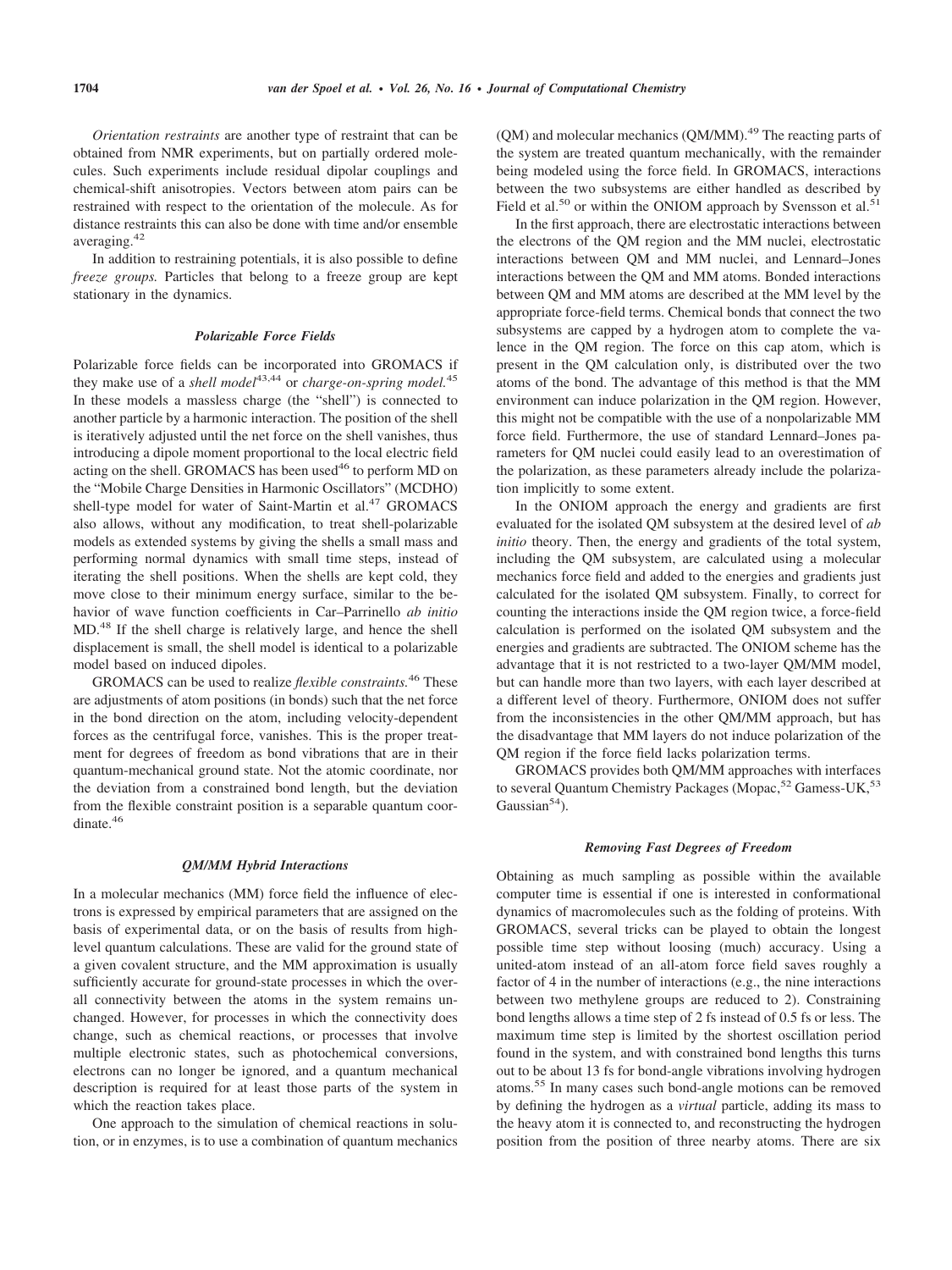*Orientation restraints* are another type of restraint that can be obtained from NMR experiments, but on partially ordered molecules. Such experiments include residual dipolar couplings and chemical-shift anisotropies. Vectors between atom pairs can be restrained with respect to the orientation of the molecule. As for distance restraints this can also be done with time and/or ensemble averaging.[42]

In addition to restraining potentials, it is also possible to define *freeze groups.* Particles that belong to a freeze group are kept stationary in the dynamics.

### *Polarizable Force Fields*

Polarizable force fields can be incorporated into GROMACS if they make use of a *shell model*[43,44] or *charge-on-spring model.*[45] In these models a massless charge (the "shell") is connected to another particle by a harmonic interaction. The position of the shell is iteratively adjusted until the net force on the shell vanishes, thus introducing a dipole moment proportional to the local electric field acting on the shell. GROMACS has been used[46] to perform MD on the "Mobile Charge Densities in Harmonic Oscillators" (MCDHO) shell-type model for water of Saint-Martin et al.[47] GROMACS also allows, without any modification, to treat shell-polarizable models as extended systems by giving the shells a small mass and performing normal dynamics with small time steps, instead of iterating the shell positions. When the shells are kept cold, they move close to their minimum energy surface, similar to the behavior of wave function coefficients in Car–Parrinello *ab initio* MD.[48] If the shell charge is relatively large, and hence the shell displacement is small, the shell model is identical to a polarizable model based on induced dipoles.

GROMACS can be used to realize *flexible constraints.*[46] These are adjustments of atom positions (in bonds) such that the net force in the bond direction on the atom, including velocity-dependent forces as the centrifugal force, vanishes. This is the proper treatment for degrees of freedom as bond vibrations that are in their quantum-mechanical ground state. Not the atomic coordinate, nor the deviation from a constrained bond length, but the deviation from the flexible constraint position is a separable quantum coordinate.[46]

### *QM/MM Hybrid Interactions*

In a molecular mechanics (MM) force field the influence of electrons is expressed by empirical parameters that are assigned on the basis of experimental data, or on the basis of results from high-level quantum calculations. These are valid for the ground state of a given covalent structure, and the MM approximation is usually sufficiently accurate for ground-state processes in which the overall connectivity between the atoms in the system remains unchanged. However, for processes in which the connectivity does change, such as chemical reactions, or processes that involve multiple electronic states, such as photochemical conversions, electrons can no longer be ignored, and a quantum mechanical description is required for at least those parts of the system in which the reaction takes place.

One approach to the simulation of chemical reactions in solution, or in enzymes, is to use a combination of quantum mechanics (QM) and molecular mechanics (QM/MM).[49] The reacting parts of the system are treated quantum mechanically, with the remainder being modeled using the force field. In GROMACS, interactions between the two subsystems are either handled as described by Field et al.[50] or within the ONIOM approach by Svensson et al.[51]

In the first approach, there are electrostatic interactions between the electrons of the QM region and the MM nuclei, electrostatic interactions between QM and MM nuclei, and Lennard–Jones interactions between the QM and MM atoms. Bonded interactions between QM and MM atoms are described at the MM level by the appropriate force-field terms. Chemical bonds that connect the two subsystems are capped by a hydrogen atom to complete the valence in the QM region. The force on this cap atom, which is present in the QM calculation only, is distributed over the two atoms of the bond. The advantage of this method is that the MM environment can induce polarization in the QM region. However, this might not be compatible with the use of a nonpolarizable MM force field. Furthermore, the use of standard Lennard–Jones parameters for QM nuclei could easily lead to an overestimation of the polarization, as these parameters already include the polarization implicitly to some extent.

In the ONIOM approach the energy and gradients are first evaluated for the isolated QM subsystem at the desired level of *ab initio* theory. Then, the energy and gradients of the total system, including the QM subsystem, are calculated using a molecular mechanics force field and added to the energies and gradients just calculated for the isolated QM subsystem. Finally, to correct for counting the interactions inside the QM region twice, a force-field calculation is performed on the isolated QM subsystem and the energies and gradients are subtracted. The ONIOM scheme has the advantage that it is not restricted to a two-layer QM/MM model, but can handle more than two layers, with each layer described at a different level of theory. Furthermore, ONIOM does not suffer from the inconsistencies in the other QM/MM approach, but has the disadvantage that MM layers do not induce polarization of the QM region if the force field lacks polarization terms.

GROMACS provides both QM/MM approaches with interfaces to several Quantum Chemistry Packages (Mopac,[52] Gamess-UK,[53] Gaussian[54]).

### *Removing Fast Degrees of Freedom*

Obtaining as much sampling as possible within the available computer time is essential if one is interested in conformational dynamics of macromolecules such as the folding of proteins. With GROMACS, several tricks can be played to obtain the longest possible time step without loosing (much) accuracy. Using a united-atom instead of an all-atom force field saves roughly a factor of 4 in the number of interactions (e.g., the nine interactions between two methylene groups are reduced to 2). Constraining bond lengths allows a time step of 2 fs instead of 0.5 fs or less. The maximum time step is limited by the shortest oscillation period found in the system, and with constrained bond lengths this turns out to be about 13 fs for bond-angle vibrations involving hydrogen atoms.[55] In many cases such bond-angle motions can be removed by defining the hydrogen as a *virtual* particle, adding its mass to the heavy atom it is connected to, and reconstructing the hydrogen position from the position of three nearby atoms. There are six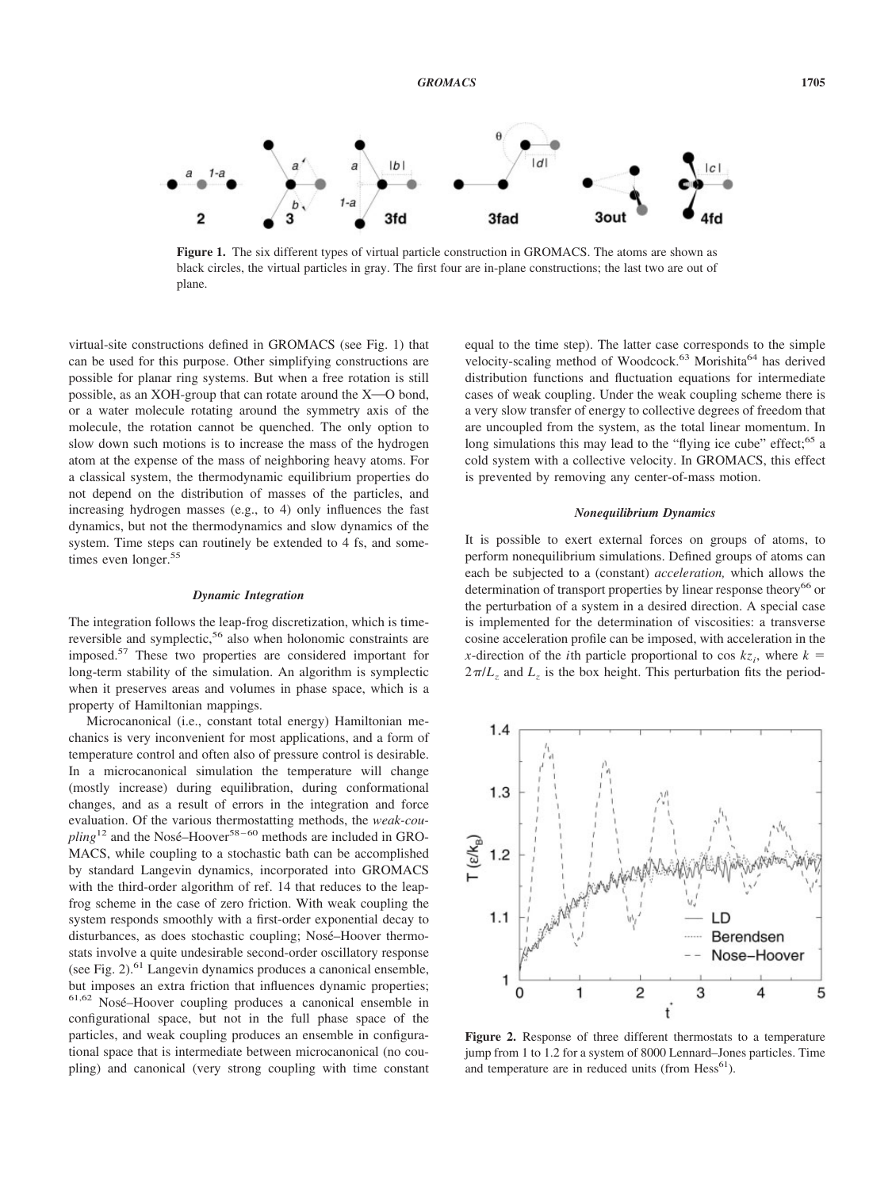**Figure 1.** The six different types of virtual particle construction in GROMACS. The atoms are shown as black circles, the virtual particles in gray. The first four are in-plane constructions; the last two are out of plane.

virtual-site constructions defined in GROMACS (see Fig. 1) that can be used for this purpose. Other simplifying constructions are possible for planar ring systems. But when a free rotation is still possible, as an XOH-group that can rotate around the X—O bond, or a water molecule rotating around the symmetry axis of the molecule, the rotation cannot be quenched. The only option to slow down such motions is to increase the mass of the hydrogen atom at the expense of the mass of neighboring heavy atoms. For a classical system, the thermodynamic equilibrium properties do not depend on the distribution of masses of the particles, and increasing hydrogen masses (e.g., to 4) only influences the fast dynamics, but not the thermodynamics and slow dynamics of the system. Time steps can routinely be extended to 4 fs, and sometimes even longer.[55]

### *Dynamic Integration*

The integration follows the leap-frog discretization, which is time-reversible and symplectic,[56] also when holonomic constraints are imposed.[57] These two properties are considered important for long-term stability of the simulation. An algorithm is symplectic when it preserves areas and volumes in phase space, which is a property of Hamiltonian mappings.

Microcanonical (i.e., constant total energy) Hamiltonian mechanics is very inconvenient for most applications, and a form of temperature control and often also of pressure control is desirable. In a microcanonical simulation the temperature will change (mostly increase) during equilibration, during conformational changes, and as a result of errors in the integration and force evaluation. Of the various thermostatting methods, the *weak-coupling*[12] and the Nosé–Hoover[58–60] methods are included in GROMACS, while coupling to a stochastic bath can be accomplished by standard Langevin dynamics, incorporated into GROMACS with the third-order algorithm of ref. 14 that reduces to the leap-frog scheme in the case of zero friction. With weak coupling the system responds smoothly with a first-order exponential decay to disturbances, as does stochastic coupling; Nosé–Hoover thermostats involve a quite undesirable second-order oscillatory response (see Fig. 2).[61] Langevin dynamics produces a canonical ensemble, but imposes an extra friction that influences dynamic properties;[61,62] Nosé–Hoover coupling produces a canonical ensemble in configurational space, but not in the full phase space of the particles, and weak coupling produces an ensemble in configurational space that is intermediate between microcanonical (no coupling) and canonical (very strong coupling with time constant equal to the time step). The latter case corresponds to the simple velocity-scaling method of Woodcock.[63] Morishita[64] has derived distribution functions and fluctuation equations for intermediate cases of weak coupling. Under the weak coupling scheme there is a very slow transfer of energy to collective degrees of freedom that are uncoupled from the system, as the total linear momentum. In long simulations this may lead to the "flying ice cube" effect;[65] a cold system with a collective velocity. In GROMACS, this effect is prevented by removing any center-of-mass motion.

### *Nonequilibrium Dynamics*

It is possible to exert external forces on groups of atoms, to perform nonequilibrium simulations. Defined groups of atoms can each be subjected to a (constant) *acceleration,* which allows the determination of transport properties by linear response theory[66] or the perturbation of a system in a desired direction. A special case is implemented for the determination of viscosities: a transverse cosine acceleration profile can be imposed, with acceleration in the $x$-direction of the $i$th particle proportional to $\cos kz_i$, where $k = 2\pi/L_z$ and $L_z$ is the box height. This perturbation fits the period-

**Figure 2.** Response of three different thermostats to a temperature jump from 1 to 1.2 for a system of 8000 Lennard–Jones particles. Time and temperature are in reduced units (from Hess[61]).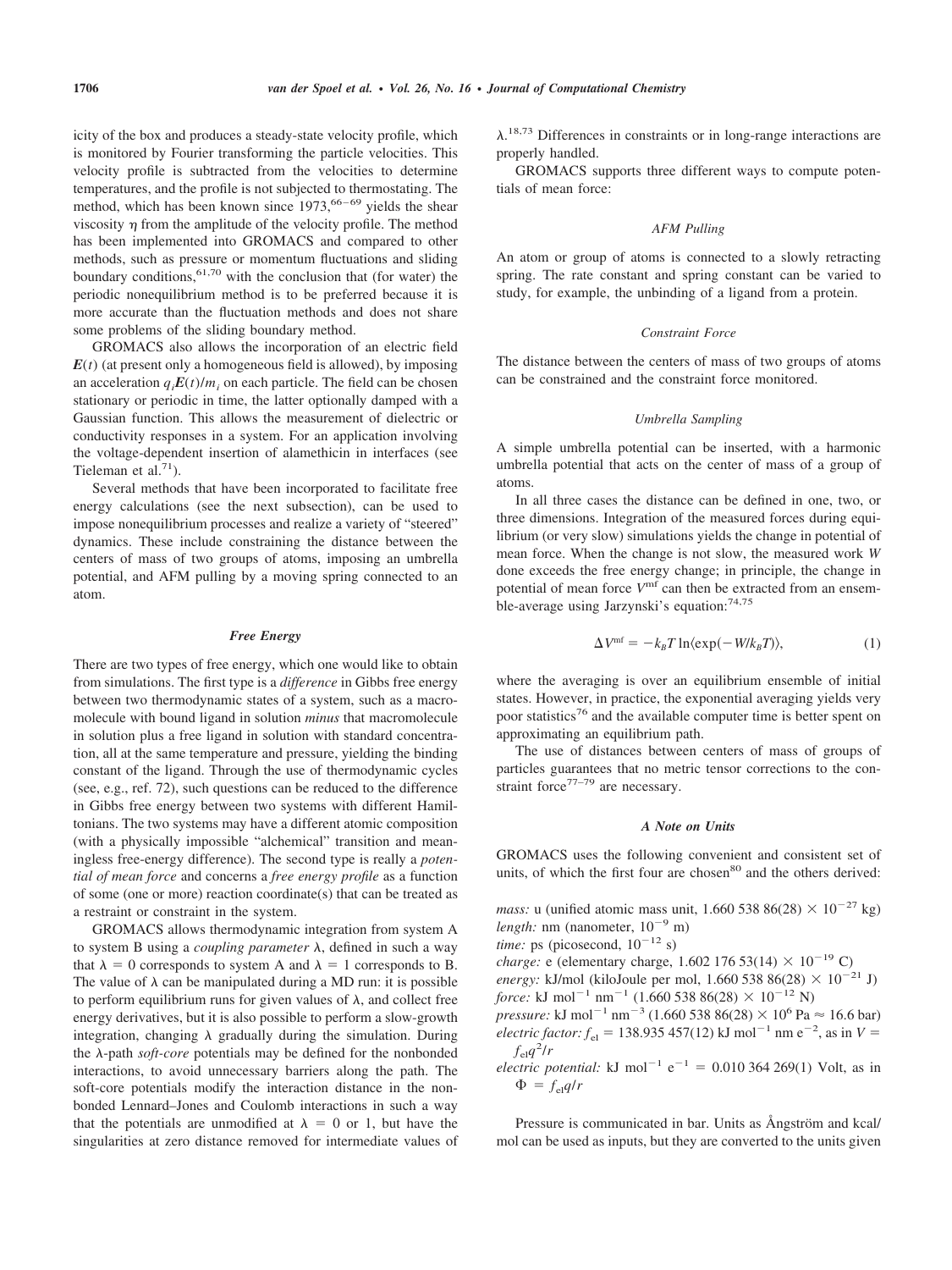icity of the box and produces a steady-state velocity profile, which is monitored by Fourier transforming the particle velocities. This velocity profile is subtracted from the velocities to determine temperatures, and the profile is not subjected to thermostating. The method, which has been known since 1973,[66–69] yields the shear viscosity $\eta$ from the amplitude of the velocity profile. The method has been implemented into GROMACS and compared to other methods, such as pressure or momentum fluctuations and sliding boundary conditions,[61,70] with the conclusion that (for water) the periodic nonequilibrium method is to be preferred because it is more accurate than the fluctuation methods and does not share some problems of the sliding boundary method.

GROMACS also allows the incorporation of an electric field $\boldsymbol{E}(t)$ (at present only a homogeneous field is allowed), by imposing an acceleration $q_i\boldsymbol{E}(t)/m_i$ on each particle. The field can be chosen stationary or periodic in time, the latter optionally damped with a Gaussian function. This allows the measurement of dielectric or conductivity responses in a system. For an application involving the voltage-dependent insertion of alamethicin in interfaces (see Tieleman et al.[71]).

Several methods that have been incorporated to facilitate free energy calculations (see the next subsection), can be used to impose nonequilibrium processes and realize a variety of "steered" dynamics. These include constraining the distance between the centers of mass of two groups of atoms, imposing an umbrella potential, and AFM pulling by a moving spring connected to an atom.

### *Free Energy*

There are two types of free energy, which one would like to obtain from simulations. The first type is a *difference* in Gibbs free energy between two thermodynamic states of a system, such as a macromolecule with bound ligand in solution *minus* that macromolecule in solution plus a free ligand in solution with standard concentration, all at the same temperature and pressure, yielding the binding constant of the ligand. Through the use of thermodynamic cycles (see, e.g., ref. 72), such questions can be reduced to the difference in Gibbs free energy between two systems with different Hamiltonians. The two systems may have a different atomic composition (with a physically impossible "alchemical" transition and meaningless free-energy difference). The second type is really a *potential of mean force* and concerns a *free energy profile* as a function of some (one or more) reaction coordinate(s) that can be treated as a restraint or constraint in the system.

GROMACS allows thermodynamic integration from system A to system B using a *coupling parameter* $\lambda$, defined in such a way that $\lambda = 0$ corresponds to system A and $\lambda = 1$ corresponds to B. The value of $\lambda$ can be manipulated during a MD run: it is possible to perform equilibrium runs for given values of $\lambda$, and collect free energy derivatives, but it is also possible to perform a slow-growth integration, changing $\lambda$ gradually during the simulation. During the $\lambda$-path *soft-core* potentials may be defined for the nonbonded interactions, to avoid unnecessary barriers along the path. The soft-core potentials modify the interaction distance in the nonbonded Lennard–Jones and Coulomb interactions in such a way that the potentials are unmodified at $\lambda = 0$ or 1, but have the singularities at zero distance removed for intermediate values of $\lambda$.[18,73] Differences in constraints or in long-range interactions are properly handled.

GROMACS supports three different ways to compute potentials of mean force:

#### *AFM Pulling*

An atom or group of atoms is connected to a slowly retracting spring. The rate constant and spring constant can be varied to study, for example, the unbinding of a ligand from a protein.

#### *Constraint Force*

The distance between the centers of mass of two groups of atoms can be constrained and the constraint force monitored.

#### *Umbrella Sampling*

A simple umbrella potential can be inserted, with a harmonic umbrella potential that acts on the center of mass of a group of atoms.

In all three cases the distance can be defined in one, two, or three dimensions. Integration of the measured forces during equilibrium (or very slow) simulations yields the change in potential of mean force. When the change is not slow, the measured work $W$ done exceeds the free energy change; in principle, the change in potential of mean force $V^{\text{mf}}$ can then be extracted from an ensemble-average using Jarzynski's equation:[74,75]

$$\Delta V^{\text{mf}} = -k_BT \ln\langle \exp(-W/k_BT)\rangle, \tag{1}$$

where the averaging is over an equilibrium ensemble of initial states. However, in practice, the exponential averaging yields very poor statistics[76] and the available computer time is better spent on approximating an equilibrium path.

The use of distances between centers of mass of groups of particles guarantees that no metric tensor corrections to the constraint force[77–79] are necessary.

### *A Note on Units*

GROMACS uses the following convenient and consistent set of units, of which the first four are chosen[80] and the others derived:

*mass:* u (unified atomic mass unit, 1.660 538 86(28) $\times 10^{-27}$ kg)
*length:* nm (nanometer, $10^{-9}$ m)
*time:* ps (picosecond, $10^{-12}$ s)
*charge:* e (elementary charge, 1.602 176 53(14) $\times 10^{-19}$ C)
*energy:* kJ/mol (kiloJoule per mol, 1.660 538 86(28) $\times 10^{-21}$ J)
*force:* kJ mol$^{-1}$ nm$^{-1}$ (1.660 538 86(28) $\times 10^{-12}$ N)
*pressure:* kJ mol$^{-1}$ nm$^{-3}$ (1.660 538 86(28) $\times 10^{6}$ Pa $\approx$ 16.6 bar)
*electric factor:* $f_{\text{el}}$ = 138.935 457(12) kJ mol$^{-1}$ nm e$^{-2}$, as in $V = f_{\text{el}}q^2/r$
*electric potential:* kJ mol$^{-1}$ e$^{-1}$ = 0.010 364 269(1) Volt, as in $\Phi = f_{\text{el}}q/r$

Pressure is communicated in bar. Units as Ångström and kcal/mol can be used as inputs, but they are converted to the units given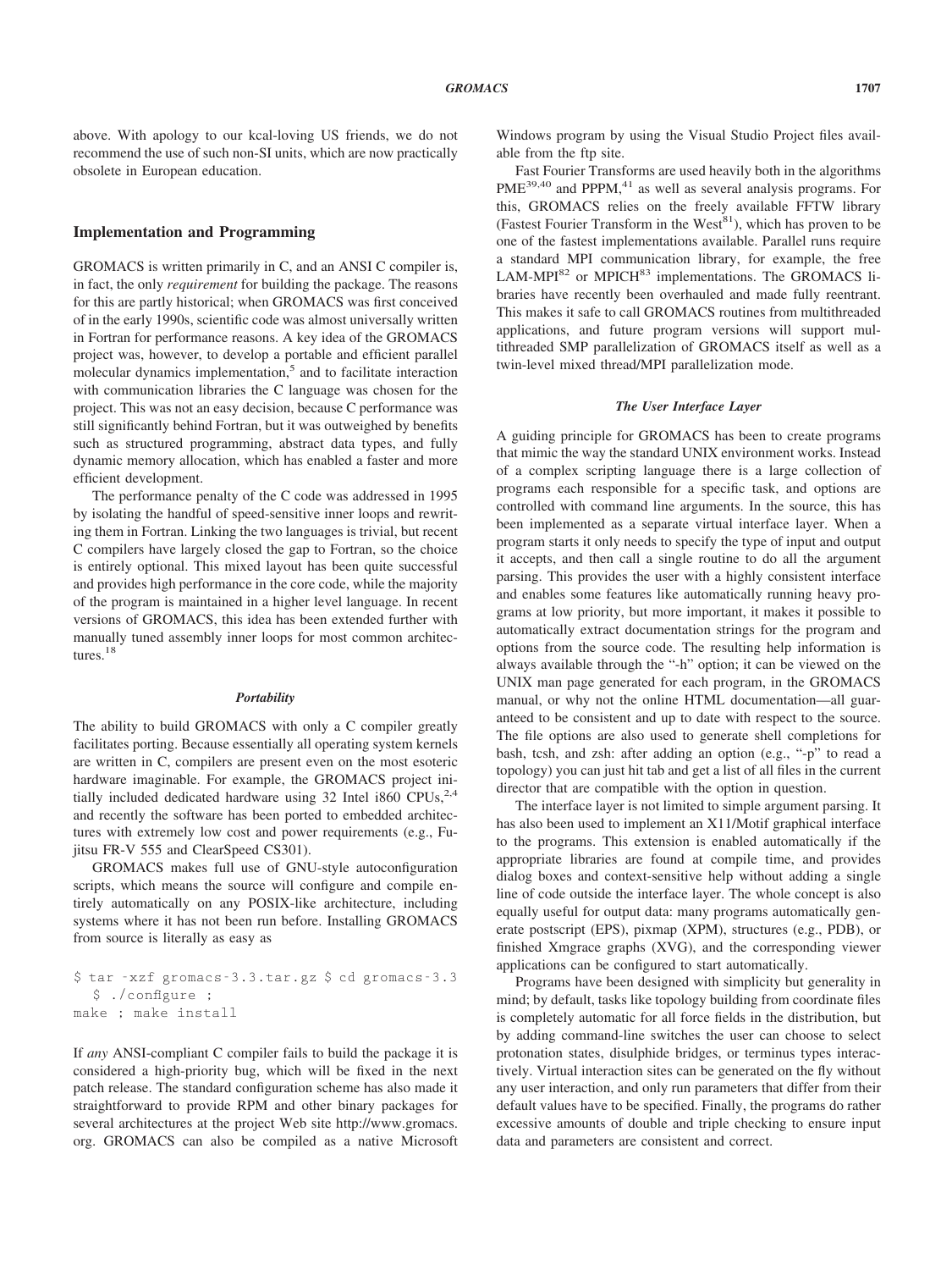above. With apology to our kcal-loving US friends, we do not recommend the use of such non-SI units, which are now practically obsolete in European education.

## Implementation and Programming

GROMACS is written primarily in C, and an ANSI C compiler is, in fact, the only *requirement* for building the package. The reasons for this are partly historical; when GROMACS was first conceived of in the early 1990s, scientific code was almost universally written in Fortran for performance reasons. A key idea of the GROMACS project was, however, to develop a portable and efficient parallel molecular dynamics implementation,[5] and to facilitate interaction with communication libraries the C language was chosen for the project. This was not an easy decision, because C performance was still significantly behind Fortran, but it was outweighed by benefits such as structured programming, abstract data types, and fully dynamic memory allocation, which has enabled a faster and more efficient development.

The performance penalty of the C code was addressed in 1995 by isolating the handful of speed-sensitive inner loops and rewriting them in Fortran. Linking the two languages is trivial, but recent C compilers have largely closed the gap to Fortran, so the choice is entirely optional. This mixed layout has been quite successful and provides high performance in the core code, while the majority of the program is maintained in a higher level language. In recent versions of GROMACS, this idea has been extended further with manually tuned assembly inner loops for most common architectures.[18]

### *Portability*

The ability to build GROMACS with only a C compiler greatly facilitates porting. Because essentially all operating system kernels are written in C, compilers are present even on the most esoteric hardware imaginable. For example, the GROMACS project initially included dedicated hardware using 32 Intel i860 CPUs,[2,4] and recently the software has been ported to embedded architectures with extremely low cost and power requirements (e.g., Fujitsu FR-V 555 and ClearSpeed CS301).

GROMACS makes full use of GNU-style autoconfiguration scripts, which means the source will configure and compile entirely automatically on any POSIX-like architecture, including systems where it has not been run before. Installing GROMACS from source is literally as easy as

```
$ tar -xzf gromacs-3.3.tar.gz $ cd gromacs-3.3
  $ ./configure ;
make ; make install
```

If *any* ANSI-compliant C compiler fails to build the package it is considered a high-priority bug, which will be fixed in the next patch release. The standard configuration scheme has also made it straightforward to provide RPM and other binary packages for several architectures at the project Web site http://www.gromacs.org. GROMACS can also be compiled as a native Microsoft Windows program by using the Visual Studio Project files available from the ftp site.

Fast Fourier Transforms are used heavily both in the algorithms PME[39,40] and PPPM,[41] as well as several analysis programs. For this, GROMACS relies on the freely available FFTW library (Fastest Fourier Transform in the West[81]), which has proven to be one of the fastest implementations available. Parallel runs require a standard MPI communication library, for example, the free LAM-MPI[82] or MPICH[83] implementations. The GROMACS libraries have recently been overhauled and made fully reentrant. This makes it safe to call GROMACS routines from multithreaded applications, and future program versions will support multithreaded SMP parallelization of GROMACS itself as well as a twin-level mixed thread/MPI parallelization mode.

### *The User Interface Layer*

A guiding principle for GROMACS has been to create programs that mimic the way the standard UNIX environment works. Instead of a complex scripting language there is a large collection of programs each responsible for a specific task, and options are controlled with command line arguments. In the source, this has been implemented as a separate virtual interface layer. When a program starts it only needs to specify the type of input and output it accepts, and then call a single routine to do all the argument parsing. This provides the user with a highly consistent interface and enables some features like automatically running heavy programs at low priority, but more important, it makes it possible to automatically extract documentation strings for the program and options from the source code. The resulting help information is always available through the "-h" option; it can be viewed on the UNIX man page generated for each program, in the GROMACS manual, or why not the online HTML documentation—all guaranteed to be consistent and up to date with respect to the source. The file options are also used to generate shell completions for bash, tcsh, and zsh: after adding an option (e.g., "-p" to read a topology) you can just hit tab and get a list of all files in the current director that are compatible with the option in question.

The interface layer is not limited to simple argument parsing. It has also been used to implement an X11/Motif graphical interface to the programs. This extension is enabled automatically if the appropriate libraries are found at compile time, and provides dialog boxes and context-sensitive help without adding a single line of code outside the interface layer. The whole concept is also equally useful for output data: many programs automatically generate postscript (EPS), pixmap (XPM), structures (e.g., PDB), or finished Xmgrace graphs (XVG), and the corresponding viewer applications can be configured to start automatically.

Programs have been designed with simplicity but generality in mind; by default, tasks like topology building from coordinate files is completely automatic for all force fields in the distribution, but by adding command-line switches the user can choose to select protonation states, disulphide bridges, or terminus types interactively. Virtual interaction sites can be generated on the fly without any user interaction, and only run parameters that differ from their default values have to be specified. Finally, the programs do rather excessive amounts of double and triple checking to ensure input data and parameters are consistent and correct.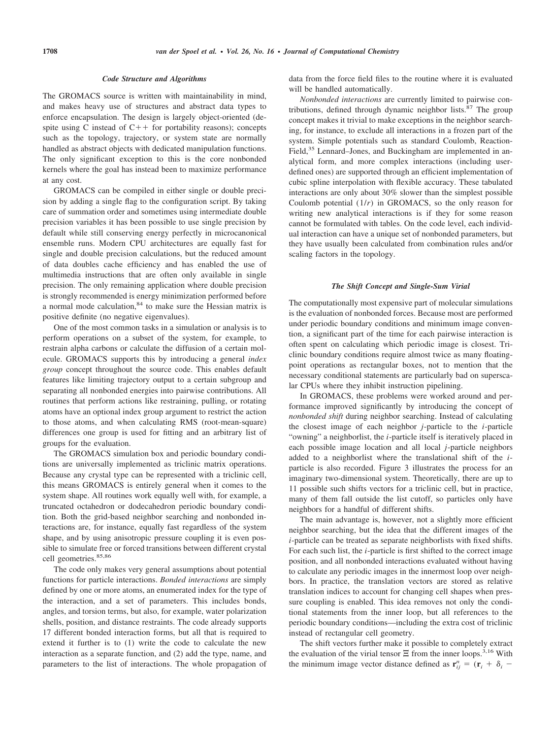### *Code Structure and Algorithms*

The GROMACS source is written with maintainability in mind, and makes heavy use of structures and abstract data types to enforce encapsulation. The design is largely object-oriented (despite using C instead of C++ for portability reasons); concepts such as the topology, trajectory, or system state are normally handled as abstract objects with dedicated manipulation functions. The only significant exception to this is the core nonbonded kernels where the goal has instead been to maximize performance at any cost.

GROMACS can be compiled in either single or double precision by adding a single flag to the configuration script. By taking care of summation order and sometimes using intermediate double precision variables it has been possible to use single precision by default while still conserving energy perfectly in microcanonical ensemble runs. Modern CPU architectures are equally fast for single and double precision calculations, but the reduced amount of data doubles cache efficiency and has enabled the use of multimedia instructions that are often only available in single precision. The only remaining application where double precision is strongly recommended is energy minimization performed before a normal mode calculation,[84] to make sure the Hessian matrix is positive definite (no negative eigenvalues).

One of the most common tasks in a simulation or analysis is to perform operations on a subset of the system, for example, to restrain alpha carbons or calculate the diffusion of a certain molecule. GROMACS supports this by introducing a general *index group* concept throughout the source code. This enables default features like limiting trajectory output to a certain subgroup and separating all nonbonded energies into pairwise contributions. All routines that perform actions like restraining, pulling, or rotating atoms have an optional index group argument to restrict the action to those atoms, and when calculating RMS (root-mean-square) differences one group is used for fitting and an arbitrary list of groups for the evaluation.

The GROMACS simulation box and periodic boundary conditions are universally implemented as triclinic matrix operations. Because any crystal type can be represented with a triclinic cell, this means GROMACS is entirely general when it comes to the system shape. All routines work equally well with, for example, a truncated octahedron or dodecahedron periodic boundary condition. Both the grid-based neighbor searching and nonbonded interactions are, for instance, equally fast regardless of the system shape, and by using anisotropic pressure coupling it is even possible to simulate free or forced transitions between different crystal cell geometries.[85,86]

The code only makes very general assumptions about potential functions for particle interactions. *Bonded interactions* are simply defined by one or more atoms, an enumerated index for the type of the interaction, and a set of parameters. This includes bonds, angles, and torsion terms, but also, for example, water polarization shells, position, and distance restraints. The code already supports 17 different bonded interaction forms, but all that is required to extend it further is to (1) write the code to calculate the new interaction as a separate function, and (2) add the type, name, and parameters to the list of interactions. The whole propagation of data from the force field files to the routine where it is evaluated will be handled automatically.

*Nonbonded interactions* are currently limited to pairwise contributions, defined through dynamic neighbor lists.[87] The group concept makes it trivial to make exceptions in the neighbor searching, for instance, to exclude all interactions in a frozen part of the system. Simple potentials such as standard Coulomb, Reaction-Field,[35] Lennard–Jones, and Buckingham are implemented in analytical form, and more complex interactions (including user-defined ones) are supported through an efficient implementation of cubic spline interpolation with flexible accuracy. These tabulated interactions are only about 30% slower than the simplest possible Coulomb potential ($1/r$) in GROMACS, so the only reason for writing new analytical interactions is if they for some reason cannot be formulated with tables. On the code level, each individual interaction can have a unique set of nonbonded parameters, but they have usually been calculated from combination rules and/or scaling factors in the topology.

### *The Shift Concept and Single-Sum Virial*

The computationally most expensive part of molecular simulations is the evaluation of nonbonded forces. Because most are performed under periodic boundary conditions and minimum image convention, a significant part of the time for each pairwise interaction is often spent on calculating which periodic image is closest. Triclinic boundary conditions require almost twice as many floating-point operations as rectangular boxes, not to mention that the necessary conditional statements are particularly bad on superscalar CPUs where they inhibit instruction pipelining.

In GROMACS, these problems were worked around and performance improved significantly by introducing the concept of *nonbonded shift* during neighbor searching. Instead of calculating the closest image of each neighbor $j$-particle to the $i$-particle "owning" a neighborlist, the $i$-particle itself is iteratively placed in each possible image location and all local $j$-particle neighbors added to a neighborlist where the translational shift of the $i$-particle is also recorded. Figure 3 illustrates the process for an imaginary two-dimensional system. Theoretically, there are up to 11 possible such shifts vectors for a triclinic cell, but in practice, many of them fall outside the list cutoff, so particles only have neighbors for a handful of different shifts.

The main advantage is, however, not a slightly more efficient neighbor searching, but the idea that the different images of the $i$-particle can be treated as separate neighborlists with fixed shifts. For each such list, the $i$-particle is first shifted to the correct image position, and all nonbonded interactions evaluated without having to calculate any periodic images in the innermost loop over neighbors. In practice, the translation vectors are stored as relative translation indices to account for changing cell shapes when pressure coupling is enabled. This idea removes not only the conditional statements from the inner loop, but all references to the periodic boundary conditions—including the extra cost of triclinic instead of rectangular cell geometry.

The shift vectors further make it possible to completely extract the evaluation of the virial tensor $\Xi$ from the inner loops.[3,16] With the minimum image vector distance defined as $\mathbf{r}_{ij}^{n} = (\mathbf{r}_i + \delta_i -$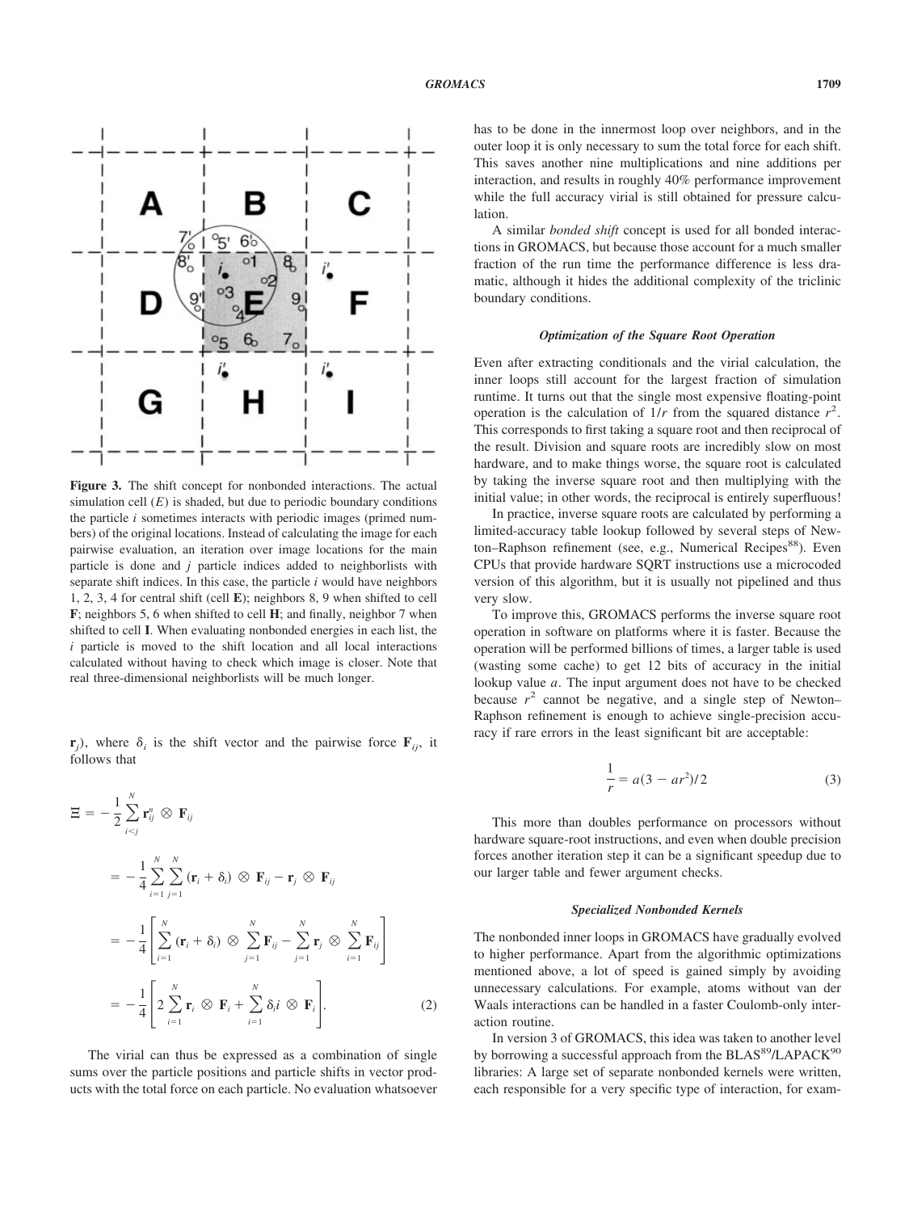**Figure 3.** The shift concept for nonbonded interactions. The actual simulation cell ($E$) is shaded, but due to periodic boundary conditions the particle $i$ sometimes interacts with periodic images (primed numbers) of the original locations. Instead of calculating the image for each pairwise evaluation, an iteration over image locations for the main particle is done and $j$ particle indices added to neighborlists with separate shift indices. In this case, the particle $i$ would have neighbors 1, 2, 3, 4 for central shift (cell **E**); neighbors 8, 9 when shifted to cell **F**; neighbors 5, 6 when shifted to cell **H**; and finally, neighbor 7 when shifted to cell **I**. When evaluating nonbonded energies in each list, the $i$ particle is moved to the shift location and all local interactions calculated without having to check which image is closer. Note that real three-dimensional neighborlists will be much longer.

$\mathbf{r}_j$), where $\delta_i$ is the shift vector and the pairwise force $\mathbf{F}_{ij}$, it follows that

$$
\begin{aligned}
\Xi &= -\frac{1}{2}\sum_{i<j}^{N} \mathbf{r}_{ij}^{n} \otimes \mathbf{F}_{ij} \\
&= -\frac{1}{4}\sum_{i=1}^{N}\sum_{j=1}^{N} (\mathbf{r}_i + \delta_i) \otimes \mathbf{F}_{ij} - \mathbf{r}_j \otimes \mathbf{F}_{ij} \\
&= -\frac{1}{4}\left[\sum_{i=1}^{N} (\mathbf{r}_i + \delta_i) \otimes \sum_{j=1}^{N} \mathbf{F}_{ij} - \sum_{j=1}^{N} \mathbf{r}_j \otimes \sum_{i=1}^{N} \mathbf{F}_{ij}\right] \\
&= -\frac{1}{4}\left[2\sum_{i=1}^{N} \mathbf{r}_i \otimes \mathbf{F}_i + \sum_{i=1}^{N} \delta_i i \otimes \mathbf{F}_i\right].
\end{aligned}
\tag{2}
$$

The virial can thus be expressed as a combination of single sums over the particle positions and particle shifts in vector products with the total force on each particle. No evaluation whatsoever has to be done in the innermost loop over neighbors, and in the outer loop it is only necessary to sum the total force for each shift. This saves another nine multiplications and nine additions per interaction, and results in roughly 40% performance improvement while the full accuracy virial is still obtained for pressure calculation.

A similar *bonded shift* concept is used for all bonded interactions in GROMACS, but because those account for a much smaller fraction of the run time the performance difference is less dramatic, although it hides the additional complexity of the triclinic boundary conditions.

### Optimization of the Square Root Operation

Even after extracting conditionals and the virial calculation, the inner loops still account for the largest fraction of simulation runtime. It turns out that the single most expensive floating-point operation is the calculation of $1/r$ from the squared distance $r^2$. This corresponds to first taking a square root and then reciprocal of the result. Division and square roots are incredibly slow on most hardware, and to make things worse, the square root is calculated by taking the inverse square root and then multiplying with the initial value; in other words, the reciprocal is entirely superfluous!

In practice, inverse square roots are calculated by performing a limited-accuracy table lookup followed by several steps of Newton–Raphson refinement (see, e.g., Numerical Recipes[88]). Even CPUs that provide hardware SQRT instructions use a microcoded version of this algorithm, but it is usually not pipelined and thus very slow.

To improve this, GROMACS performs the inverse square root operation in software on platforms where it is faster. Because the operation will be performed billions of times, a larger table is used (wasting some cache) to get 12 bits of accuracy in the initial lookup value $a$. The input argument does not have to be checked because $r^2$ cannot be negative, and a single step of Newton–Raphson refinement is enough to achieve single-precision accuracy if rare errors in the least significant bit are acceptable:

$$\frac{1}{r} = a(3 - ar^2)/2 \tag{3}$$

This more than doubles performance on processors without hardware square-root instructions, and even when double precision forces another iteration step it can be a significant speedup due to our larger table and fewer argument checks.

### Specialized Nonbonded Kernels

The nonbonded inner loops in GROMACS have gradually evolved to higher performance. Apart from the algorithmic optimizations mentioned above, a lot of speed is gained simply by avoiding unnecessary calculations. For example, atoms without van der Waals interactions can be handled in a faster Coulomb-only interaction routine.

In version 3 of GROMACS, this idea was taken to another level by borrowing a successful approach from the BLAS[89]/LAPACK[90] libraries: A large set of separate nonbonded kernels were written, each responsible for a very specific type of interaction, for exam-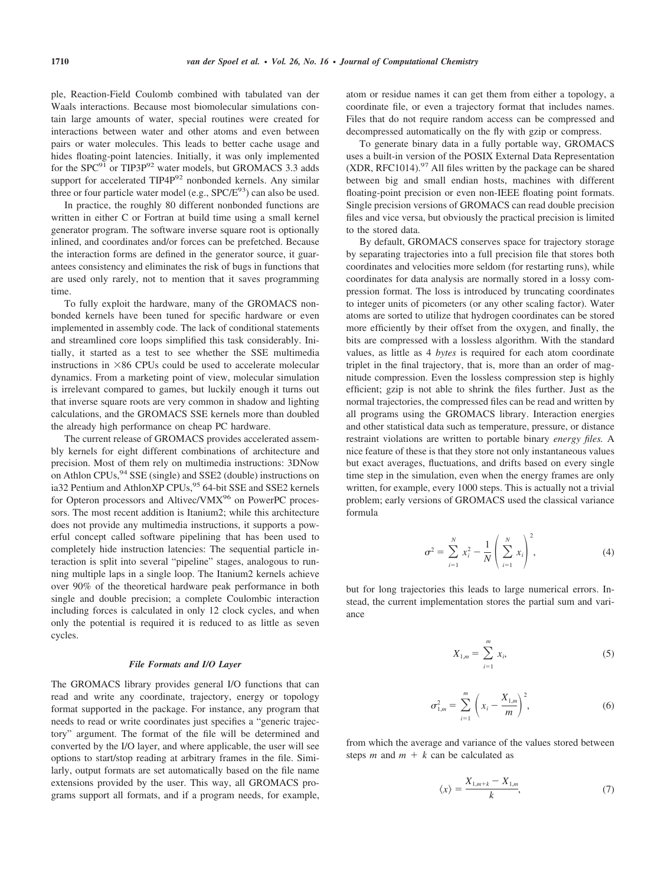ple, Reaction-Field Coulomb combined with tabulated van der Waals interactions. Because most biomolecular simulations contain large amounts of water, special routines were created for interactions between water and other atoms and even between pairs or water molecules. This leads to better cache usage and hides floating-point latencies. Initially, it was only implemented for the SPC[91] or TIP3P[92] water models, but GROMACS 3.3 adds support for accelerated TIP4P[92] nonbonded kernels. Any similar three or four particle water model (e.g., SPC/E[93]) can also be used.

In practice, the roughly 80 different nonbonded functions are written in either C or Fortran at build time using a small kernel generator program. The software inverse square root is optionally inlined, and coordinates and/or forces can be prefetched. Because the interaction forms are defined in the generator source, it guarantees consistency and eliminates the risk of bugs in functions that are used only rarely, not to mention that it saves programming time.

To fully exploit the hardware, many of the GROMACS nonbonded kernels have been tuned for specific hardware or even implemented in assembly code. The lack of conditional statements and streamlined core loops simplified this task considerably. Initially, it started as a test to see whether the SSE multimedia instructions in ×86 CPUs could be used to accelerate molecular dynamics. From a marketing point of view, molecular simulation is irrelevant compared to games, but luckily enough it turns out that inverse square roots are very common in shadow and lighting calculations, and the GROMACS SSE kernels more than doubled the already high performance on cheap PC hardware.

The current release of GROMACS provides accelerated assembly kernels for eight different combinations of architecture and precision. Most of them rely on multimedia instructions: 3DNow on Athlon CPUs,[94] SSE (single) and SSE2 (double) instructions on ia32 Pentium and AthlonXP CPUs,[95] 64-bit SSE and SSE2 kernels for Opteron processors and Altivec/VMX[96] on PowerPC processors. The most recent addition is Itanium2; while this architecture does not provide any multimedia instructions, it supports a powerful concept called software pipelining that has been used to completely hide instruction latencies: The sequential particle interaction is split into several "pipeline" stages, analogous to running multiple laps in a single loop. The Itanium2 kernels achieve over 90% of the theoretical hardware peak performance in both single and double precision; a complete Coulombic interaction including forces is calculated in only 12 clock cycles, and when only the potential is required it is reduced to as little as seven cycles.

### File Formats and I/O Layer

The GROMACS library provides general I/O functions that can read and write any coordinate, trajectory, energy or topology format supported in the package. For instance, any program that needs to read or write coordinates just specifies a "generic trajectory" argument. The format of the file will be determined and converted by the I/O layer, and where applicable, the user will see options to start/stop reading at arbitrary frames in the file. Similarly, output formats are set automatically based on the file name extensions provided by the user. This way, all GROMACS programs support all formats, and if a program needs, for example, atom or residue names it can get them from either a topology, a coordinate file, or even a trajectory format that includes names. Files that do not require random access can be compressed and decompressed automatically on the fly with gzip or compress.

To generate binary data in a fully portable way, GROMACS uses a built-in version of the POSIX External Data Representation (XDR, RFC1014).[97] All files written by the package can be shared between big and small endian hosts, machines with different floating-point precision or even non-IEEE floating point formats. Single precision versions of GROMACS can read double precision files and vice versa, but obviously the practical precision is limited to the stored data.

By default, GROMACS conserves space for trajectory storage by separating trajectories into a full precision file that stores both coordinates and velocities more seldom (for restarting runs), while coordinates for data analysis are normally stored in a lossy compression format. The loss is introduced by truncating coordinates to integer units of picometers (or any other scaling factor). Water atoms are sorted to utilize that hydrogen coordinates can be stored more efficiently by their offset from the oxygen, and finally, the bits are compressed with a lossless algorithm. With the standard values, as little as 4 *bytes* is required for each atom coordinate triplet in the final trajectory, that is, more than an order of magnitude compression. Even the lossless compression step is highly efficient; gzip is not able to shrink the files further. Just as the normal trajectories, the compressed files can be read and written by all programs using the GROMACS library. Interaction energies and other statistical data such as temperature, pressure, or distance restraint violations are written to portable binary *energy files.* A nice feature of these is that they store not only instantaneous values but exact averages, fluctuations, and drifts based on every single time step in the simulation, even when the energy frames are only written, for example, every 1000 steps. This is actually not a trivial problem; early versions of GROMACS used the classical variance formula

$$\sigma^2 = \sum_{i=1}^{N} x_i^2 - \frac{1}{N}\left(\sum_{i=1}^{N} x_i\right)^2, \tag{4}$$

but for long trajectories this leads to large numerical errors. Instead, the current implementation stores the partial sum and variance

$$X_{1,m} = \sum_{i=1}^{m} x_i, \tag{5}$$

$$\sigma_{1,m}^2 = \sum_{i=1}^{m}\left(x_i - \frac{X_{1,m}}{m}\right)^2, \tag{6}$$

from which the average and variance of the values stored between steps $m$ and $m + k$ can be calculated as

$$\langle x \rangle = \frac{X_{1,m+k} - X_{1,m}}{k}, \tag{7}$$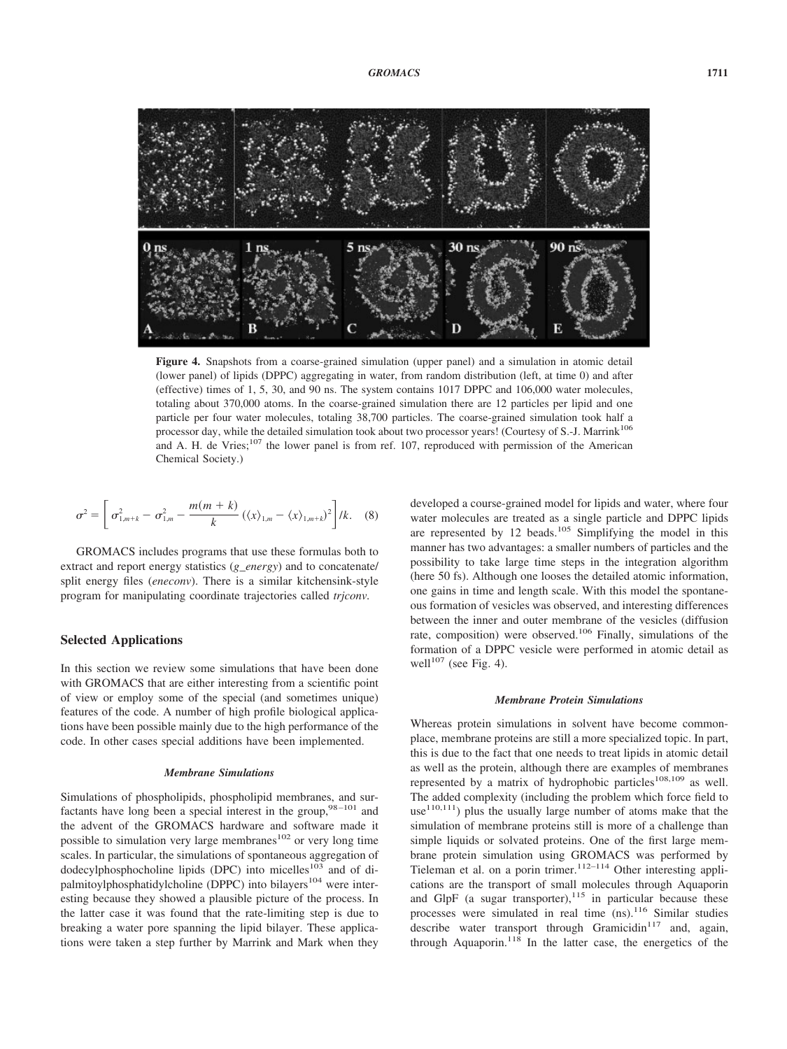Figure 4. Snapshots from a coarse-grained simulation (upper panel) and a simulation in atomic detail (lower panel) of lipids (DPPC) aggregating in water, from random distribution (left, at time 0) and after (effective) times of 1, 5, 30, and 90 ns. The system contains 1017 DPPC and 106,000 water molecules, totaling about 370,000 atoms. In the coarse-grained simulation there are 12 particles per lipid and one particle per four water molecules, totaling 38,700 particles. The coarse-grained simulation took half a processor day, while the detailed simulation took about two processor years! (Courtesy of S.-J. Marrink[106] and A. H. de Vries;[107] the lower panel is from ref. 107, reproduced with permission of the American Chemical Society.)

$$\sigma^2 = \left[ \sigma^2_{1,m+k} - \sigma^2_{1,m} - \frac{m(m+k)}{k} \left( \langle x \rangle_{1,m} - \langle x \rangle_{1,m+k} \right)^2 \right] / k. \quad (8)$$

GROMACS includes programs that use these formulas both to extract and report energy statistics (*g_energy*) and to concatenate/split energy files (*eneconv*). There is a similar kitchensink-style program for manipulating coordinate trajectories called *trjconv*.

## Selected Applications

In this section we review some simulations that have been done with GROMACS that are either interesting from a scientific point of view or employ some of the special (and sometimes unique) features of the code. A number of high profile biological applications have been possible mainly due to the high performance of the code. In other cases special additions have been implemented.

### *Membrane Simulations*

Simulations of phospholipids, phospholipid membranes, and surfactants have long been a special interest in the group,[98–101] and the advent of the GROMACS hardware and software made it possible to simulation very large membranes[102] or very long time scales. In particular, the simulations of spontaneous aggregation of dodecylphosphocholine lipids (DPC) into micelles[103] and of dipalmitoylphosphatidylcholine (DPPC) into bilayers[104] were interesting because they showed a plausible picture of the process. In the latter case it was found that the rate-limiting step is due to breaking a water pore spanning the lipid bilayer. These applications were taken a step further by Marrink and Mark when they developed a course-grained model for lipids and water, where four water molecules are treated as a single particle and DPPC lipids are represented by 12 beads.[105] Simplifying the model in this manner has two advantages: a smaller numbers of particles and the possibility to take large time steps in the integration algorithm (here 50 fs). Although one looses the detailed atomic information, one gains in time and length scale. With this model the spontaneous formation of vesicles was observed, and interesting differences between the inner and outer membrane of the vesicles (diffusion rate, composition) were observed.[106] Finally, simulations of the formation of a DPPC vesicle were performed in atomic detail as well[107] (see Fig. 4).

### *Membrane Protein Simulations*

Whereas protein simulations in solvent have become commonplace, membrane proteins are still a more specialized topic. In part, this is due to the fact that one needs to treat lipids in atomic detail as well as the protein, although there are examples of membranes represented by a matrix of hydrophobic particles[108,109] as well. The added complexity (including the problem which force field to use[110,111]) plus the usually large number of atoms make that the simulation of membrane proteins still is more of a challenge than simple liquids or solvated proteins. One of the first large membrane protein simulation using GROMACS was performed by Tieleman et al. on a porin trimer.[112–114] Other interesting applications are the transport of small molecules through Aquaporin and GlpF (a sugar transporter),[115] in particular because these processes were simulated in real time (ns).[116] Similar studies describe water transport through Gramicidin[117] and, again, through Aquaporin.[118] In the latter case, the energetics of the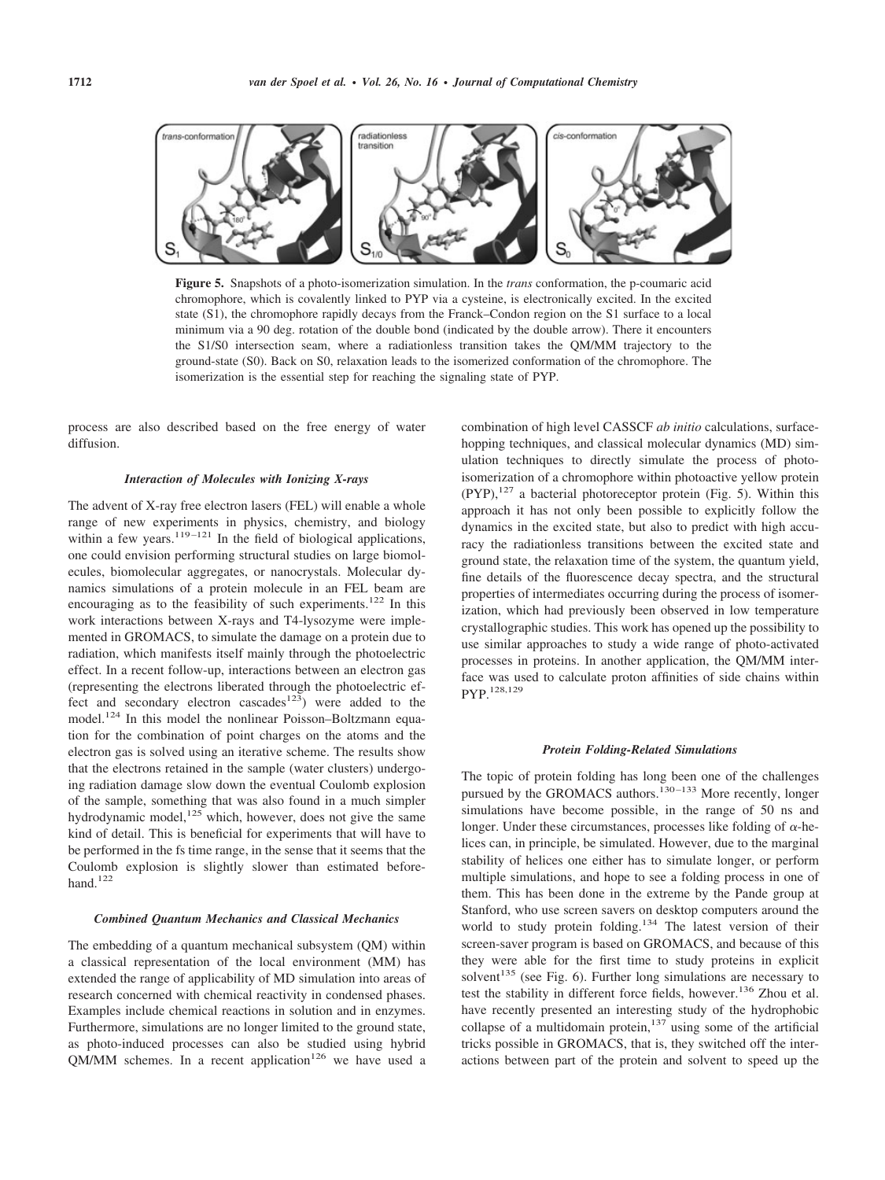**Figure 5.** Snapshots of a photo-isomerization simulation. In the *trans* conformation, the p-coumaric acid chromophore, which is covalently linked to PYP via a cysteine, is electronically excited. In the excited state (S1), the chromophore rapidly decays from the Franck–Condon region on the S1 surface to a local minimum via a 90 deg. rotation of the double bond (indicated by the double arrow). There it encounters the S1/S0 intersection seam, where a radiationless transition takes the QM/MM trajectory to the ground-state (S0). Back on S0, relaxation leads to the isomerized conformation of the chromophore. The isomerization is the essential step for reaching the signaling state of PYP.

process are also described based on the free energy of water diffusion.

#### *Interaction of Molecules with Ionizing X-rays*

The advent of X-ray free electron lasers (FEL) will enable a whole range of new experiments in physics, chemistry, and biology within a few years.[119–121] In the field of biological applications, one could envision performing structural studies on large biomolecules, biomolecular aggregates, or nanocrystals. Molecular dynamics simulations of a protein molecule in an FEL beam are encouraging as to the feasibility of such experiments.[122] In this work interactions between X-rays and T4-lysozyme were implemented in GROMACS, to simulate the damage on a protein due to radiation, which manifests itself mainly through the photoelectric effect. In a recent follow-up, interactions between an electron gas (representing the electrons liberated through the photoelectric effect and secondary electron cascades[123]) were added to the model.[124] In this model the nonlinear Poisson–Boltzmann equation for the combination of point charges on the atoms and the electron gas is solved using an iterative scheme. The results show that the electrons retained in the sample (water clusters) undergoing radiation damage slow down the eventual Coulomb explosion of the sample, something that was also found in a much simpler hydrodynamic model,[125] which, however, does not give the same kind of detail. This is beneficial for experiments that will have to be performed in the fs time range, in the sense that it seems that the Coulomb explosion is slightly slower than estimated beforehand.[122]

#### *Combined Quantum Mechanics and Classical Mechanics*

The embedding of a quantum mechanical subsystem (QM) within a classical representation of the local environment (MM) has extended the range of applicability of MD simulation into areas of research concerned with chemical reactivity in condensed phases. Examples include chemical reactions in solution and in enzymes. Furthermore, simulations are no longer limited to the ground state, as photo-induced processes can also be studied using hybrid QM/MM schemes. In a recent application[126] we have used a combination of high level CASSCF *ab initio* calculations, surface-hopping techniques, and classical molecular dynamics (MD) simulation techniques to directly simulate the process of photoisomerization of a chromophore within photoactive yellow protein (PYP),[127] a bacterial photoreceptor protein (Fig. 5). Within this approach it has not only been possible to explicitly follow the dynamics in the excited state, but also to predict with high accuracy the radiationless transitions between the excited state and ground state, the relaxation time of the system, the quantum yield, fine details of the fluorescence decay spectra, and the structural properties of intermediates occurring during the process of isomerization, which had previously been observed in low temperature crystallographic studies. This work has opened up the possibility to use similar approaches to study a wide range of photo-activated processes in proteins. In another application, the QM/MM interface was used to calculate proton affinities of side chains within PYP.[128,129]

#### *Protein Folding-Related Simulations*

The topic of protein folding has long been one of the challenges pursued by the GROMACS authors.[130–133] More recently, longer simulations have become possible, in the range of 50 ns and longer. Under these circumstances, processes like folding of $\alpha$-helices can, in principle, be simulated. However, due to the marginal stability of helices one either has to simulate longer, or perform multiple simulations, and hope to see a folding process in one of them. This has been done in the extreme by the Pande group at Stanford, who use screen savers on desktop computers around the world to study protein folding.[134] The latest version of their screen-saver program is based on GROMACS, and because of this they were able for the first time to study proteins in explicit solvent[135] (see Fig. 6). Further long simulations are necessary to test the stability in different force fields, however.[136] Zhou et al. have recently presented an interesting study of the hydrophobic collapse of a multidomain protein,[137] using some of the artificial tricks possible in GROMACS, that is, they switched off the interactions between part of the protein and solvent to speed up the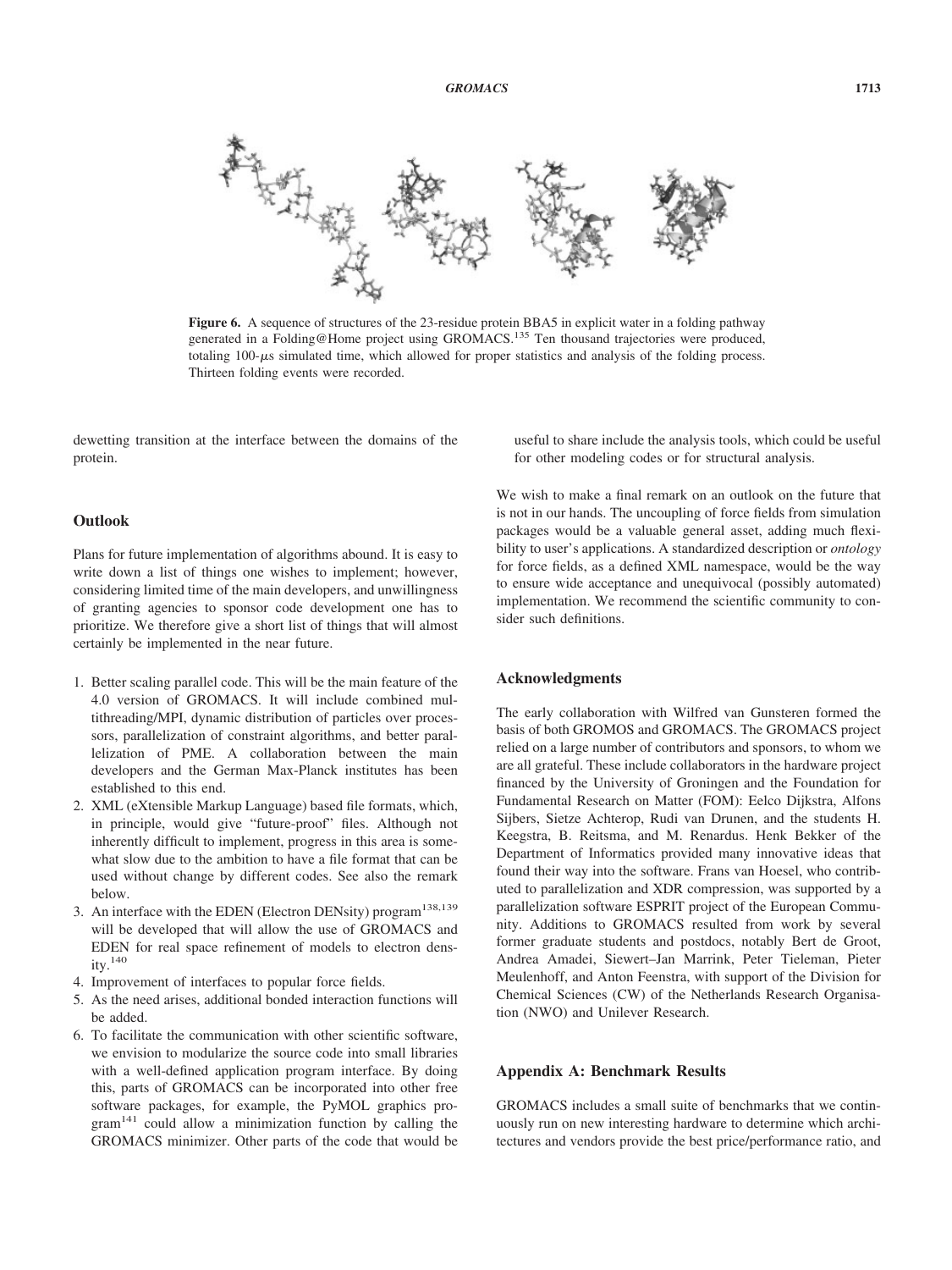**Figure 6.** A sequence of structures of the 23-residue protein BBA5 in explicit water in a folding pathway generated in a Folding@Home project using GROMACS.[135] Ten thousand trajectories were produced, totaling 100-$\mu$s simulated time, which allowed for proper statistics and analysis of the folding process. Thirteen folding events were recorded.

dewetting transition at the interface between the domains of the protein.

## Outlook

Plans for future implementation of algorithms abound. It is easy to write down a list of things one wishes to implement; however, considering limited time of the main developers, and unwillingness of granting agencies to sponsor code development one has to prioritize. We therefore give a short list of things that will almost certainly be implemented in the near future.

1. Better scaling parallel code. This will be the main feature of the 4.0 version of GROMACS. It will include combined multithreading/MPI, dynamic distribution of particles over processors, parallelization of constraint algorithms, and better parallelization of PME. A collaboration between the main developers and the German Max-Planck institutes has been established to this end.
2. XML (eXtensible Markup Language) based file formats, which, in principle, would give "future-proof" files. Although not inherently difficult to implement, progress in this area is somewhat slow due to the ambition to have a file format that can be used without change by different codes. See also the remark below.
3. An interface with the EDEN (Electron DENsity) program[138,139] will be developed that will allow the use of GROMACS and EDEN for real space refinement of models to electron density.[140]
4. Improvement of interfaces to popular force fields.
5. As the need arises, additional bonded interaction functions will be added.
6. To facilitate the communication with other scientific software, we envision to modularize the source code into small libraries with a well-defined application program interface. By doing this, parts of GROMACS can be incorporated into other free software packages, for example, the PyMOL graphics program[141] could allow a minimization function by calling the GROMACS minimizer. Other parts of the code that would be useful to share include the analysis tools, which could be useful for other modeling codes or for structural analysis.

We wish to make a final remark on an outlook on the future that is not in our hands. The uncoupling of force fields from simulation packages would be a valuable general asset, adding much flexibility to user's applications. A standardized description or *ontology* for force fields, as a defined XML namespace, would be the way to ensure wide acceptance and unequivocal (possibly automated) implementation. We recommend the scientific community to consider such definitions.

## Acknowledgments

The early collaboration with Wilfred van Gunsteren formed the basis of both GROMOS and GROMACS. The GROMACS project relied on a large number of contributors and sponsors, to whom we are all grateful. These include collaborators in the hardware project financed by the University of Groningen and the Foundation for Fundamental Research on Matter (FOM): Eelco Dijkstra, Alfons Sijbers, Sietze Achterop, Rudi van Drunen, and the students H. Keegstra, B. Reitsma, and M. Renardus. Henk Bekker of the Department of Informatics provided many innovative ideas that found their way into the software. Frans van Hoesel, who contributed to parallelization and XDR compression, was supported by a parallelization software ESPRIT project of the European Community. Additions to GROMACS resulted from work by several former graduate students and postdocs, notably Bert de Groot, Andrea Amadei, Siewert–Jan Marrink, Peter Tieleman, Pieter Meulenhoff, and Anton Feenstra, with support of the Division for Chemical Sciences (CW) of the Netherlands Research Organisation (NWO) and Unilever Research.

## Appendix A: Benchmark Results

GROMACS includes a small suite of benchmarks that we continuously run on new interesting hardware to determine which architectures and vendors provide the best price/performance ratio, and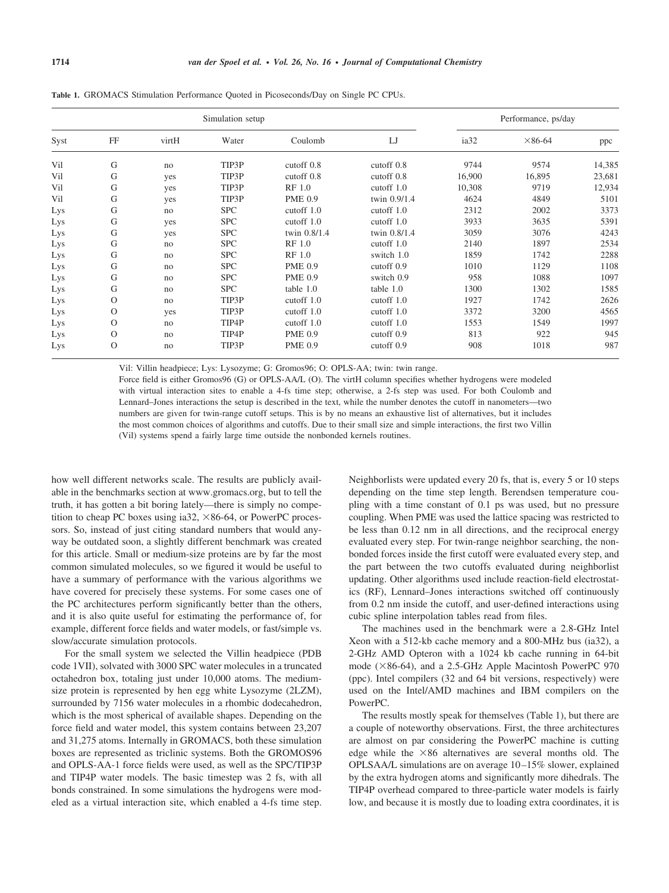**Table 1.** GROMACS Stimulation Performance Quoted in Picoseconds/Day on Single PC CPUs.

| Simulation setup | | | | | | Performance, ps/day | | |
|---|---|---|---|---|---|---|---|---|
| Syst | FF | virtH | Water | Coulomb | LJ | ia32 | ×86-64 | ppc |
| Vil | G | no | TIP3P | cutoff 0.8 | cutoff 0.8 | 9744 | 9574 | 14,385 |
| Vil | G | yes | TIP3P | cutoff 0.8 | cutoff 0.8 | 16,900 | 16,895 | 23,681 |
| Vil | G | yes | TIP3P | RF 1.0 | cutoff 1.0 | 10,308 | 9719 | 12,934 |
| Vil | G | yes | TIP3P | PME 0.9 | twin 0.9/1.4 | 4624 | 4849 | 5101 |
| Lys | G | no | SPC | cutoff 1.0 | cutoff 1.0 | 2312 | 2002 | 3373 |
| Lys | G | yes | SPC | cutoff 1.0 | cutoff 1.0 | 3933 | 3635 | 5391 |
| Lys | G | yes | SPC | twin 0.8/1.4 | twin 0.8/1.4 | 3059 | 3076 | 4243 |
| Lys | G | no | SPC | RF 1.0 | cutoff 1.0 | 2140 | 1897 | 2534 |
| Lys | G | no | SPC | RF 1.0 | switch 1.0 | 1859 | 1742 | 2288 |
| Lys | G | no | SPC | PME 0.9 | cutoff 0.9 | 1010 | 1129 | 1108 |
| Lys | G | no | SPC | PME 0.9 | switch 0.9 | 958 | 1088 | 1097 |
| Lys | G | no | SPC | table 1.0 | table 1.0 | 1300 | 1302 | 1585 |
| Lys | O | no | TIP3P | cutoff 1.0 | cutoff 1.0 | 1927 | 1742 | 2626 |
| Lys | O | yes | TIP3P | cutoff 1.0 | cutoff 1.0 | 3372 | 3200 | 4565 |
| Lys | O | no | TIP4P | cutoff 1.0 | cutoff 1.0 | 1553 | 1549 | 1997 |
| Lys | O | no | TIP4P | PME 0.9 | cutoff 0.9 | 813 | 922 | 945 |
| Lys | O | no | TIP3P | PME 0.9 | cutoff 0.9 | 908 | 1018 | 987 |

Vil: Villin headpiece; Lys: Lysozyme; G: Gromos96; O: OPLS-AA; twin: twin range.

Force field is either Gromos96 (G) or OPLS-AA/L (O). The virtH column specifies whether hydrogens were modeled with virtual interaction sites to enable a 4-fs time step; otherwise, a 2-fs step was used. For both Coulomb and Lennard–Jones interactions the setup is described in the text, while the number denotes the cutoff in nanometers—two numbers are given for twin-range cutoff setups. This is by no means an exhaustive list of alternatives, but it includes the most common choices of algorithms and cutoffs. Due to their small size and simple interactions, the first two Villin (Vil) systems spend a fairly large time outside the nonbonded kernels routines.

how well different networks scale. The results are publicly available in the benchmarks section at www.gromacs.org, but to tell the truth, it has gotten a bit boring lately—there is simply no competition to cheap PC boxes using ia32, ×86-64, or PowerPC processors. So, instead of just citing standard numbers that would anyway be outdated soon, a slightly different benchmark was created for this article. Small or medium-size proteins are by far the most common simulated molecules, so we figured it would be useful to have a summary of performance with the various algorithms we have covered for precisely these systems. For some cases one of the PC architectures perform significantly better than the others, and it is also quite useful for estimating the performance of, for example, different force fields and water models, or fast/simple vs. slow/accurate simulation protocols.

For the small system we selected the Villin headpiece (PDB code 1VII), solvated with 3000 SPC water molecules in a truncated octahedron box, totaling just under 10,000 atoms. The medium-size protein is represented by hen egg white Lysozyme (2LZM), surrounded by 7156 water molecules in a rhombic dodecahedron, which is the most spherical of available shapes. Depending on the force field and water model, this system contains between 23,207 and 31,275 atoms. Internally in GROMACS, both these simulation boxes are represented as triclinic systems. Both the GROMOS96 and OPLS-AA-1 force fields were used, as well as the SPC/TIP3P and TIP4P water models. The basic timestep was 2 fs, with all bonds constrained. In some simulations the hydrogens were modeled as a virtual interaction site, which enabled a 4-fs time step. Neighborlists were updated every 20 fs, that is, every 5 or 10 steps depending on the time step length. Berendsen temperature coupling with a time constant of 0.1 ps was used, but no pressure coupling. When PME was used the lattice spacing was restricted to be less than 0.12 nm in all directions, and the reciprocal energy evaluated every step. For twin-range neighbor searching, the nonbonded forces inside the first cutoff were evaluated every step, and the part between the two cutoffs evaluated during neighborlist updating. Other algorithms used include reaction-field electrostatics (RF), Lennard–Jones interactions switched off continuously from 0.2 nm inside the cutoff, and user-defined interactions using cubic spline interpolation tables read from files.

The machines used in the benchmark were a 2.8-GHz Intel Xeon with a 512-kb cache memory and a 800-MHz bus (ia32), a 2-GHz AMD Opteron with a 1024 kb cache running in 64-bit mode (×86-64), and a 2.5-GHz Apple Macintosh PowerPC 970 (ppc). Intel compilers (32 and 64 bit versions, respectively) were used on the Intel/AMD machines and IBM compilers on the PowerPC.

The results mostly speak for themselves (Table 1), but there are a couple of noteworthy observations. First, the three architectures are almost on par considering the PowerPC machine is cutting edge while the ×86 alternatives are several months old. The OPLSAA/L simulations are on average 10–15% slower, explained by the extra hydrogen atoms and significantly more dihedrals. The TIP4P overhead compared to three-particle water models is fairly low, and because it is mostly due to loading extra coordinates, it is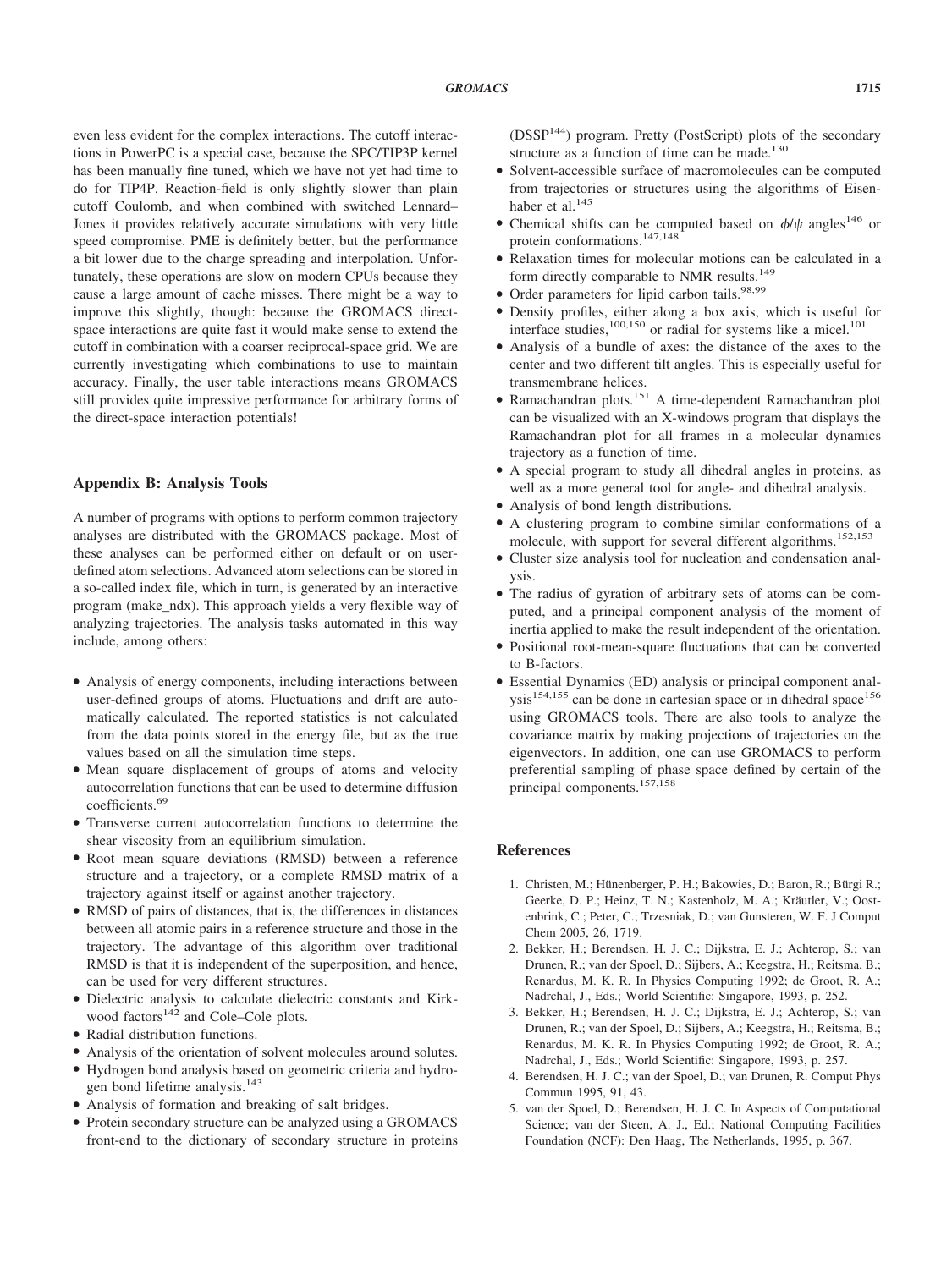even less evident for the complex interactions. The cutoff interactions in PowerPC is a special case, because the SPC/TIP3P kernel has been manually fine tuned, which we have not yet had time to do for TIP4P. Reaction-field is only slightly slower than plain cutoff Coulomb, and when combined with switched Lennard–Jones it provides relatively accurate simulations with very little speed compromise. PME is definitely better, but the performance a bit lower due to the charge spreading and interpolation. Unfortunately, these operations are slow on modern CPUs because they cause a large amount of cache misses. There might be a way to improve this slightly, though: because the GROMACS direct-space interactions are quite fast it would make sense to extend the cutoff in combination with a coarser reciprocal-space grid. We are currently investigating which combinations to use to maintain accuracy. Finally, the user table interactions means GROMACS still provides quite impressive performance for arbitrary forms of the direct-space interaction potentials!

## Appendix B: Analysis Tools

A number of programs with options to perform common trajectory analyses are distributed with the GROMACS package. Most of these analyses can be performed either on default or on user-defined atom selections. Advanced atom selections can be stored in a so-called index file, which in turn, is generated by an interactive program (make_ndx). This approach yields a very flexible way of analyzing trajectories. The analysis tasks automated in this way include, among others:

- Analysis of energy components, including interactions between user-defined groups of atoms. Fluctuations and drift are automatically calculated. The reported statistics is not calculated from the data points stored in the energy file, but as the true values based on all the simulation time steps.
- Mean square displacement of groups of atoms and velocity autocorrelation functions that can be used to determine diffusion coefficients.[69]
- Transverse current autocorrelation functions to determine the shear viscosity from an equilibrium simulation.
- Root mean square deviations (RMSD) between a reference structure and a trajectory, or a complete RMSD matrix of a trajectory against itself or against another trajectory.
- RMSD of pairs of distances, that is, the differences in distances between all atomic pairs in a reference structure and those in the trajectory. The advantage of this algorithm over traditional RMSD is that it is independent of the superposition, and hence, can be used for very different structures.
- Dielectric analysis to calculate dielectric constants and Kirkwood factors[142] and Cole–Cole plots.
- Radial distribution functions.
- Analysis of the orientation of solvent molecules around solutes.
- Hydrogen bond analysis based on geometric criteria and hydrogen bond lifetime analysis.[143]
- Analysis of formation and breaking of salt bridges.
- Protein secondary structure can be analyzed using a GROMACS front-end to the dictionary of secondary structure in proteins (DSSP[144]) program. Pretty (PostScript) plots of the secondary structure as a function of time can be made.[130]
- Solvent-accessible surface of macromolecules can be computed from trajectories or structures using the algorithms of Eisenhaber et al.[145]
- Chemical shifts can be computed based on $\phi/\psi$ angles[146] or protein conformations.[147,148]
- Relaxation times for molecular motions can be calculated in a form directly comparable to NMR results.[149]
- Order parameters for lipid carbon tails.[98,99]
- Density profiles, either along a box axis, which is useful for interface studies,[100,150] or radial for systems like a micel.[101]
- Analysis of a bundle of axes: the distance of the axes to the center and two different tilt angles. This is especially useful for transmembrane helices.
- Ramachandran plots.[151] A time-dependent Ramachandran plot can be visualized with an X-windows program that displays the Ramachandran plot for all frames in a molecular dynamics trajectory as a function of time.
- A special program to study all dihedral angles in proteins, as well as a more general tool for angle- and dihedral analysis.
- Analysis of bond length distributions.
- A clustering program to combine similar conformations of a molecule, with support for several different algorithms.[152,153]
- Cluster size analysis tool for nucleation and condensation analysis.
- The radius of gyration of arbitrary sets of atoms can be computed, and a principal component analysis of the moment of inertia applied to make the result independent of the orientation.
- Positional root-mean-square fluctuations that can be converted to B-factors.
- Essential Dynamics (ED) analysis or principal component analysis[154,155] can be done in cartesian space or in dihedral space[156] using GROMACS tools. There are also tools to analyze the covariance matrix by making projections of trajectories on the eigenvectors. In addition, one can use GROMACS to perform preferential sampling of phase space defined by certain of the principal components.[157,158]

## References

1. Christen, M.; Hünenberger, P. H.; Bakowies, D.; Baron, R.; Bürgi R.; Geerke, D. P.; Heinz, T. N.; Kastenholz, M. A.; Kräutler, V.; Oostenbrink, C.; Peter, C.; Trzesniak, D.; van Gunsteren, W. F. J Comput Chem 2005, 26, 1719.
2. Bekker, H.; Berendsen, H. J. C.; Dijkstra, E. J.; Achterop, S.; van Drunen, R.; van der Spoel, D.; Sijbers, A.; Keegstra, H.; Reitsma, B.; Renardus, M. K. R. In Physics Computing 1992; de Groot, R. A.; Nadrchal, J., Eds.; World Scientific: Singapore, 1993, p. 252.
3. Bekker, H.; Berendsen, H. J. C.; Dijkstra, E. J.; Achterop, S.; van Drunen, R.; van der Spoel, D.; Sijbers, A.; Keegstra, H.; Reitsma, B.; Renardus, M. K. R. In Physics Computing 1992; de Groot, R. A.; Nadrchal, J., Eds.; World Scientific: Singapore, 1993, p. 257.
4. Berendsen, H. J. C.; van der Spoel, D.; van Drunen, R. Comput Phys Commun 1995, 91, 43.
5. van der Spoel, D.; Berendsen, H. J. C. In Aspects of Computational Science; van der Steen, A. J., Ed.; National Computing Facilities Foundation (NCF): Den Haag, The Netherlands, 1995, p. 367.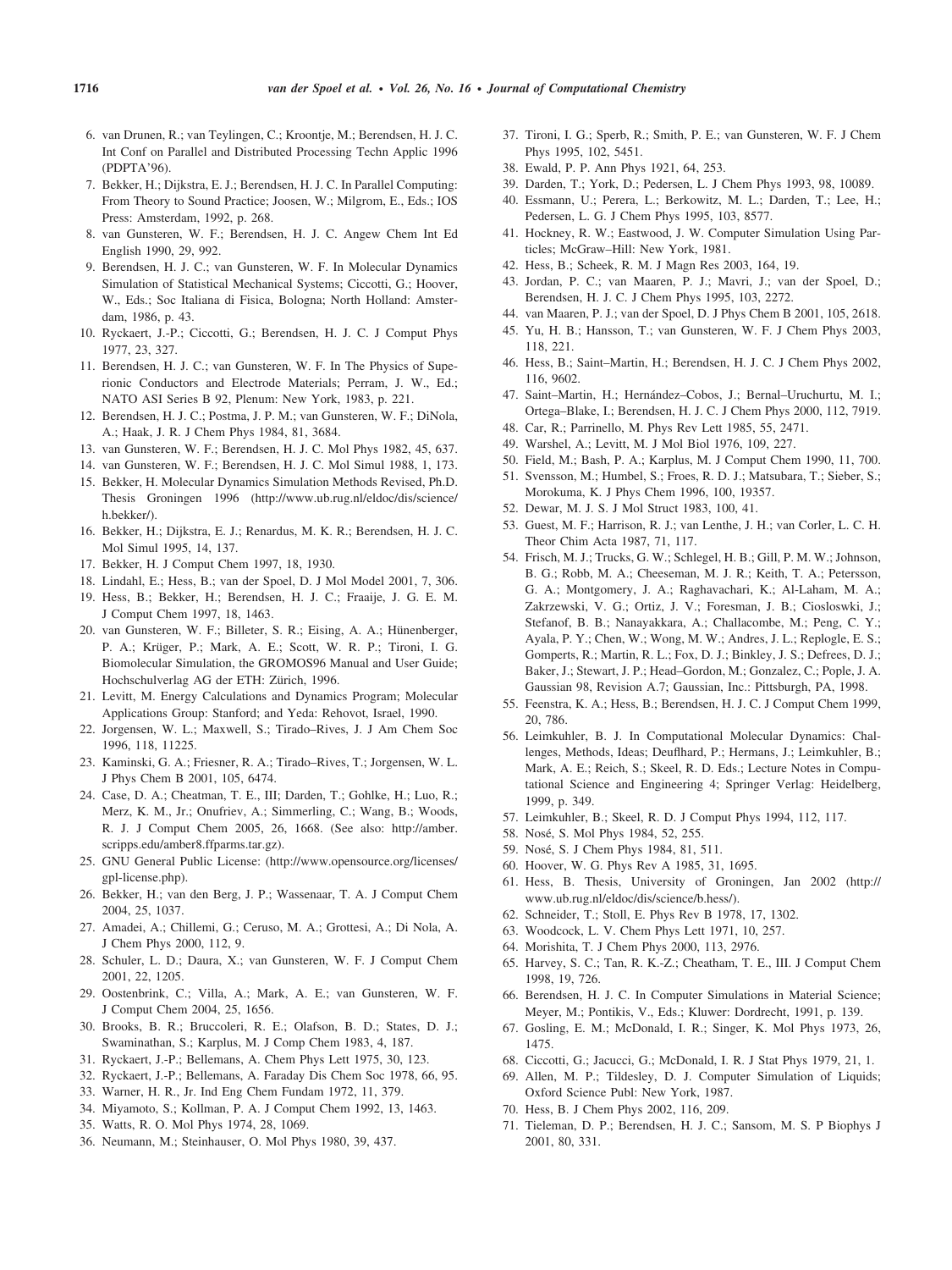6. van Drunen, R.; van Teylingen, C.; Kroontje, M.; Berendsen, H. J. C. Int Conf on Parallel and Distributed Processing Techn Applic 1996 (PDPTA'96).
7. Bekker, H.; Dijkstra, E. J.; Berendsen, H. J. C. In Parallel Computing: From Theory to Sound Practice; Joosen, W.; Milgrom, E., Eds.; IOS Press: Amsterdam, 1992, p. 268.
8. van Gunsteren, W. F.; Berendsen, H. J. C. Angew Chem Int Ed English 1990, 29, 992.
9. Berendsen, H. J. C.; van Gunsteren, W. F. In Molecular Dynamics Simulation of Statistical Mechanical Systems; Ciccotti, G.; Hoover, W., Eds.; Soc Italiana di Fisica, Bologna; North Holland: Amsterdam, 1986, p. 43.
10. Ryckaert, J.-P.; Ciccotti, G.; Berendsen, H. J. C. J Comput Phys 1977, 23, 327.
11. Berendsen, H. J. C.; van Gunsteren, W. F. In The Physics of Superionic Conductors and Electrode Materials; Perram, J. W., Ed.; NATO ASI Series B 92, Plenum: New York, 1983, p. 221.
12. Berendsen, H. J. C.; Postma, J. P. M.; van Gunsteren, W. F.; DiNola, A.; Haak, J. R. J Chem Phys 1984, 81, 3684.
13. van Gunsteren, W. F.; Berendsen, H. J. C. Mol Phys 1982, 45, 637.
14. van Gunsteren, W. F.; Berendsen, H. J. C. Mol Simul 1988, 1, 173.
15. Bekker, H. Molecular Dynamics Simulation Methods Revised, Ph.D. Thesis Groningen 1996 (http://www.ub.rug.nl/eldoc/dis/science/h.bekker/).
16. Bekker, H.; Dijkstra, E. J.; Renardus, M. K. R.; Berendsen, H. J. C. Mol Simul 1995, 14, 137.
17. Bekker, H. J Comput Chem 1997, 18, 1930.
18. Lindahl, E.; Hess, B.; van der Spoel, D. J Mol Model 2001, 7, 306.
19. Hess, B.; Bekker, H.; Berendsen, H. J. C.; Fraaije, J. G. E. M. J Comput Chem 1997, 18, 1463.
20. van Gunsteren, W. F.; Billeter, S. R.; Eising, A. A.; Hünenberger, P. A.; Krüger, P.; Mark, A. E.; Scott, W. R. P.; Tironi, I. G. Biomolecular Simulation, the GROMOS96 Manual and User Guide; Hochschulverlag AG der ETH: Zürich, 1996.
21. Levitt, M. Energy Calculations and Dynamics Program; Molecular Applications Group: Stanford; and Yeda: Rehovot, Israel, 1990.
22. Jorgensen, W. L.; Maxwell, S.; Tirado–Rives, J. J Am Chem Soc 1996, 118, 11225.
23. Kaminski, G. A.; Friesner, R. A.; Tirado–Rives, T.; Jorgensen, W. L. J Phys Chem B 2001, 105, 6474.
24. Case, D. A.; Cheatman, T. E., III; Darden, T.; Gohlke, H.; Luo, R.; Merz, K. M., Jr.; Onufriev, A.; Simmerling, C.; Wang, B.; Woods, R. J. J Comput Chem 2005, 26, 1668. (See also: http://amber.scripps.edu/amber8.ffparms.tar.gz).
25. GNU General Public License: (http://www.opensource.org/licenses/gpl-license.php).
26. Bekker, H.; van den Berg, J. P.; Wassenaar, T. A. J Comput Chem 2004, 25, 1037.
27. Amadei, A.; Chillemi, G.; Ceruso, M. A.; Grottesi, A.; Di Nola, A. J Chem Phys 2000, 112, 9.
28. Schuler, L. D.; Daura, X.; van Gunsteren, W. F. J Comput Chem 2001, 22, 1205.
29. Oostenbrink, C.; Villa, A.; Mark, A. E.; van Gunsteren, W. F. J Comput Chem 2004, 25, 1656.
30. Brooks, B. R.; Bruccoleri, R. E.; Olafson, B. D.; States, D. J.; Swaminathan, S.; Karplus, M. J Comp Chem 1983, 4, 187.
31. Ryckaert, J.-P.; Bellemans, A. Chem Phys Lett 1975, 30, 123.
32. Ryckaert, J.-P.; Bellemans, A. Faraday Dis Chem Soc 1978, 66, 95.
33. Warner, H. R., Jr. Ind Eng Chem Fundam 1972, 11, 379.
34. Miyamoto, S.; Kollman, P. A. J Comput Chem 1992, 13, 1463.
35. Watts, R. O. Mol Phys 1974, 28, 1069.
36. Neumann, M.; Steinhauser, O. Mol Phys 1980, 39, 437.
37. Tironi, I. G.; Sperb, R.; Smith, P. E.; van Gunsteren, W. F. J Chem Phys 1995, 102, 5451.
38. Ewald, P. P. Ann Phys 1921, 64, 253.
39. Darden, T.; York, D.; Pedersen, L. J Chem Phys 1993, 98, 10089.
40. Essmann, U.; Perera, L.; Berkowitz, M. L.; Darden, T.; Lee, H.; Pedersen, L. G. J Chem Phys 1995, 103, 8577.
41. Hockney, R. W.; Eastwood, J. W. Computer Simulation Using Particles; McGraw–Hill: New York, 1981.
42. Hess, B.; Scheek, R. M. J Magn Res 2003, 164, 19.
43. Jordan, P. C.; van Maaren, P. J.; Mavri, J.; van der Spoel, D.; Berendsen, H. J. C. J Chem Phys 1995, 103, 2272.
44. van Maaren, P. J.; van der Spoel, D. J Phys Chem B 2001, 105, 2618.
45. Yu, H. B.; Hansson, T.; van Gunsteren, W. F. J Chem Phys 2003, 118, 221.
46. Hess, B.; Saint–Martin, H.; Berendsen, H. J. C. J Chem Phys 2002, 116, 9602.
47. Saint–Martin, H.; Hernández–Cobos, J.; Bernal–Uruchurtu, M. I.; Ortega–Blake, I.; Berendsen, H. J. C. J Chem Phys 2000, 112, 7919.
48. Car, R.; Parrinello, M. Phys Rev Lett 1985, 55, 2471.
49. Warshel, A.; Levitt, M. J Mol Biol 1976, 109, 227.
50. Field, M.; Bash, P. A.; Karplus, M. J Comput Chem 1990, 11, 700.
51. Svensson, M.; Humbel, S.; Froes, R. D. J.; Matsubara, T.; Sieber, S.; Morokuma, K. J Phys Chem 1996, 100, 19357.
52. Dewar, M. J. S. J Mol Struct 1983, 100, 41.
53. Guest, M. F.; Harrison, R. J.; van Lenthe, J. H.; van Corler, L. C. H. Theor Chim Acta 1987, 71, 117.
54. Frisch, M. J.; Trucks, G. W.; Schlegel, H. B.; Gill, P. M. W.; Johnson, B. G.; Robb, M. A.; Cheeseman, M. J. R.; Keith, T. A.; Petersson, G. A.; Montgomery, J. A.; Raghavachari, K.; Al-Laham, M. A.; Zakrzewski, V. G.; Ortiz, J. V.; Foresman, J. B.; Ciosloswki, J.; Stefanof, B. B.; Nanayakkara, A.; Challacombe, M.; Peng, C. Y.; Ayala, P. Y.; Chen, W.; Wong, M. W.; Andres, J. L.; Replogle, E. S.; Gomperts, R.; Martin, R. L.; Fox, D. J.; Binkley, J. S.; Defrees, D. J.; Baker, J.; Stewart, J. P.; Head–Gordon, M.; Gonzalez, C.; Pople, J. A. Gaussian 98, Revision A.7; Gaussian, Inc.: Pittsburgh, PA, 1998.
55. Feenstra, K. A.; Hess, B.; Berendsen, H. J. C. J Comput Chem 1999, 20, 786.
56. Leimkuhler, B. J. In Computational Molecular Dynamics: Challenges, Methods, Ideas; Deuflhard, P.; Hermans, J.; Leimkuhler, B.; Mark, A. E.; Reich, S.; Skeel, R. D. Eds.; Lecture Notes in Computational Science and Engineering 4; Springer Verlag: Heidelberg, 1999, p. 349.
57. Leimkuhler, B.; Skeel, R. D. J Comput Phys 1994, 112, 117.
58. Nosé, S. Mol Phys 1984, 52, 255.
59. Nosé, S. J Chem Phys 1984, 81, 511.
60. Hoover, W. G. Phys Rev A 1985, 31, 1695.
61. Hess, B. Thesis, University of Groningen, Jan 2002 (http://www.ub.rug.nl/eldoc/dis/science/b.hess/).
62. Schneider, T.; Stoll, E. Phys Rev B 1978, 17, 1302.
63. Woodcock, L. V. Chem Phys Lett 1971, 10, 257.
64. Morishita, T. J Chem Phys 2000, 113, 2976.
65. Harvey, S. C.; Tan, R. K.-Z.; Cheatham, T. E., III. J Comput Chem 1998, 19, 726.
66. Berendsen, H. J. C. In Computer Simulations in Material Science; Meyer, M.; Pontikis, V., Eds.; Kluwer: Dordrecht, 1991, p. 139.
67. Gosling, E. M.; McDonald, I. R.; Singer, K. Mol Phys 1973, 26, 1475.
68. Ciccotti, G.; Jacucci, G.; McDonald, I. R. J Stat Phys 1979, 21, 1.
69. Allen, M. P.; Tildesley, D. J. Computer Simulation of Liquids; Oxford Science Publ: New York, 1987.
70. Hess, B. J Chem Phys 2002, 116, 209.
71. Tieleman, D. P.; Berendsen, H. J. C.; Sansom, M. S. P Biophys J 2001, 80, 331.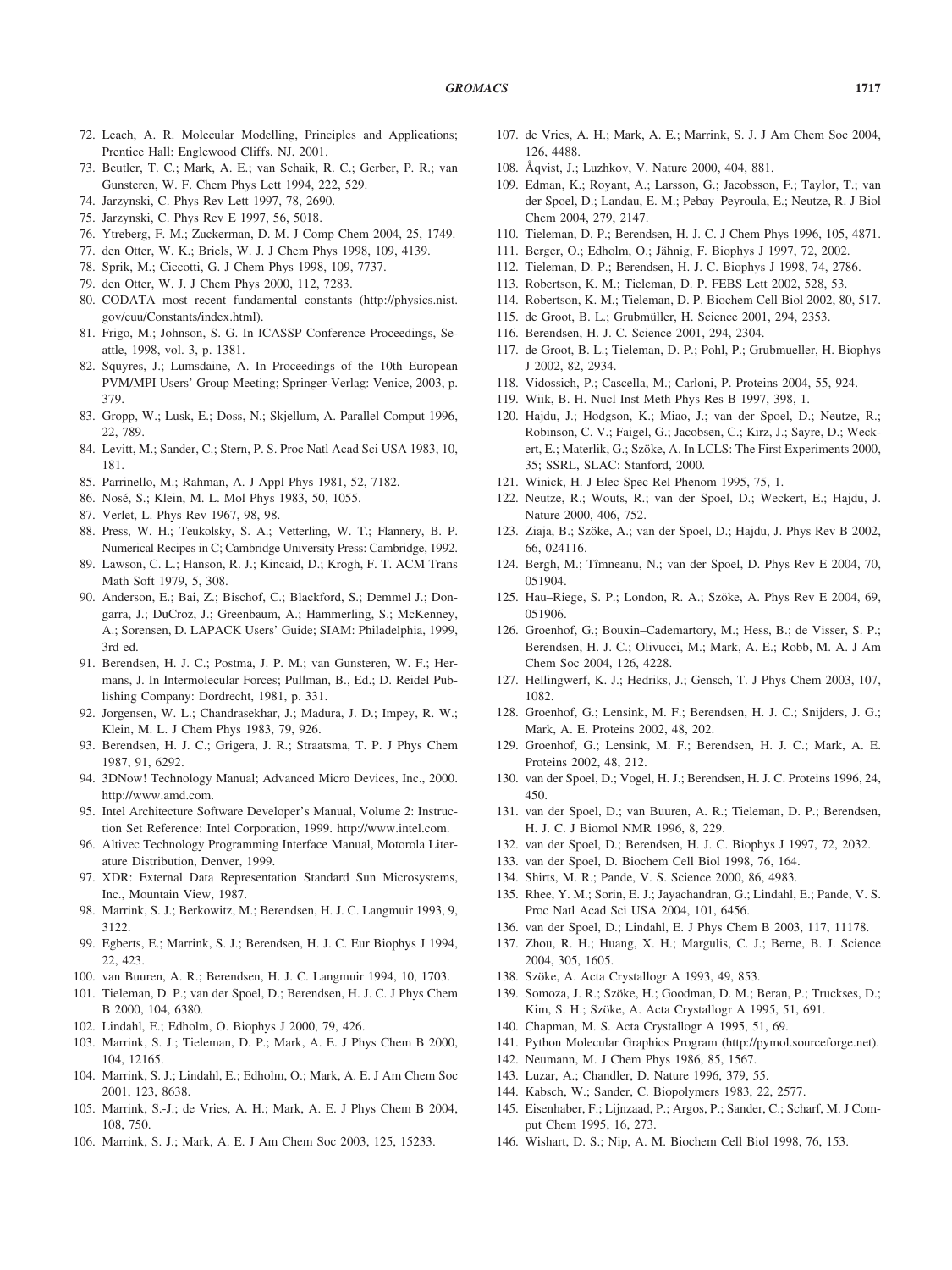72. Leach, A. R. Molecular Modelling, Principles and Applications; Prentice Hall: Englewood Cliffs, NJ, 2001.
73. Beutler, T. C.; Mark, A. E.; van Schaik, R. C.; Gerber, P. R.; van Gunsteren, W. F. Chem Phys Lett 1994, 222, 529.
74. Jarzynski, C. Phys Rev Lett 1997, 78, 2690.
75. Jarzynski, C. Phys Rev E 1997, 56, 5018.
76. Ytreberg, F. M.; Zuckerman, D. M. J Comp Chem 2004, 25, 1749.
77. den Otter, W. K.; Briels, W. J. J Chem Phys 1998, 109, 4139.
78. Sprik, M.; Ciccotti, G. J Chem Phys 1998, 109, 7737.
79. den Otter, W. J. J Chem Phys 2000, 112, 7283.
80. CODATA most recent fundamental constants (http://physics.nist.gov/cuu/Constants/index.html).
81. Frigo, M.; Johnson, S. G. In ICASSP Conference Proceedings, Seattle, 1998, vol. 3, p. 1381.
82. Squyres, J.; Lumsdaine, A. In Proceedings of the 10th European PVM/MPI Users' Group Meeting; Springer-Verlag: Venice, 2003, p. 379.
83. Gropp, W.; Lusk, E.; Doss, N.; Skjellum, A. Parallel Comput 1996, 22, 789.
84. Levitt, M.; Sander, C.; Stern, P. S. Proc Natl Acad Sci USA 1983, 10, 181.
85. Parrinello, M.; Rahman, A. J Appl Phys 1981, 52, 7182.
86. Nosé, S.; Klein, M. L. Mol Phys 1983, 50, 1055.
87. Verlet, L. Phys Rev 1967, 98, 98.
88. Press, W. H.; Teukolsky, S. A.; Vetterling, W. T.; Flannery, B. P. Numerical Recipes in C; Cambridge University Press: Cambridge, 1992.
89. Lawson, C. L.; Hanson, R. J.; Kincaid, D.; Krogh, F. T. ACM Trans Math Soft 1979, 5, 308.
90. Anderson, E.; Bai, Z.; Bischof, C.; Blackford, S.; Demmel J.; Dongarra, J.; DuCroz, J.; Greenbaum, A.; Hammerling, S.; McKenney, A.; Sorensen, D. LAPACK Users' Guide; SIAM: Philadelphia, 1999, 3rd ed.
91. Berendsen, H. J. C.; Postma, J. P. M.; van Gunsteren, W. F.; Hermans, J. In Intermolecular Forces; Pullman, B., Ed.; D. Reidel Publishing Company: Dordrecht, 1981, p. 331.
92. Jorgensen, W. L.; Chandrasekhar, J.; Madura, J. D.; Impey, R. W.; Klein, M. L. J Chem Phys 1983, 79, 926.
93. Berendsen, H. J. C.; Grigera, J. R.; Straatsma, T. P. J Phys Chem 1987, 91, 6292.
94. 3DNow! Technology Manual; Advanced Micro Devices, Inc., 2000. http://www.amd.com.
95. Intel Architecture Software Developer's Manual, Volume 2: Instruction Set Reference: Intel Corporation, 1999. http://www.intel.com.
96. Altivec Technology Programming Interface Manual, Motorola Literature Distribution, Denver, 1999.
97. XDR: External Data Representation Standard Sun Microsystems, Inc., Mountain View, 1987.
98. Marrink, S. J.; Berkowitz, M.; Berendsen, H. J. C. Langmuir 1993, 9, 3122.
99. Egberts, E.; Marrink, S. J.; Berendsen, H. J. C. Eur Biophys J 1994, 22, 423.
100. van Buuren, A. R.; Berendsen, H. J. C. Langmuir 1994, 10, 1703.
101. Tieleman, D. P.; van der Spoel, D.; Berendsen, H. J. C. J Phys Chem B 2000, 104, 6380.
102. Lindahl, E.; Edholm, O. Biophys J 2000, 79, 426.
103. Marrink, S. J.; Tieleman, D. P.; Mark, A. E. J Phys Chem B 2000, 104, 12165.
104. Marrink, S. J.; Lindahl, E.; Edholm, O.; Mark, A. E. J Am Chem Soc 2001, 123, 8638.
105. Marrink, S.-J.; de Vries, A. H.; Mark, A. E. J Phys Chem B 2004, 108, 750.
106. Marrink, S. J.; Mark, A. E. J Am Chem Soc 2003, 125, 15233.
107. de Vries, A. H.; Mark, A. E.; Marrink, S. J. J Am Chem Soc 2004, 126, 4488.
108. Åqvist, J.; Luzhkov, V. Nature 2000, 404, 881.
109. Edman, K.; Royant, A.; Larsson, G.; Jacobsson, F.; Taylor, T.; van der Spoel, D.; Landau, E. M.; Pebay–Peyroula, E.; Neutze, R. J Biol Chem 2004, 279, 2147.
110. Tieleman, D. P.; Berendsen, H. J. C. J Chem Phys 1996, 105, 4871.
111. Berger, O.; Edholm, O.; Jähnig, F. Biophys J 1997, 72, 2002.
112. Tieleman, D. P.; Berendsen, H. J. C. Biophys J 1998, 74, 2786.
113. Robertson, K. M.; Tieleman, D. P. FEBS Lett 2002, 528, 53.
114. Robertson, K. M.; Tieleman, D. P. Biochem Cell Biol 2002, 80, 517.
115. de Groot, B. L.; Grubmüller, H. Science 2001, 294, 2353.
116. Berendsen, H. J. C. Science 2001, 294, 2304.
117. de Groot, B. L.; Tieleman, D. P.; Pohl, P.; Grubmueller, H. Biophys J 2002, 82, 2934.
118. Vidossich, P.; Cascella, M.; Carloni, P. Proteins 2004, 55, 924.
119. Wiik, B. H. Nucl Inst Meth Phys Res B 1997, 398, 1.
120. Hajdu, J.; Hodgson, K.; Miao, J.; van der Spoel, D.; Neutze, R.; Robinson, C. V.; Faigel, G.; Jacobsen, C.; Kirz, J.; Sayre, D.; Weckert, E.; Materlik, G.; Szöke, A. In LCLS: The First Experiments 2000, 35; SSRL, SLAC: Stanford, 2000.
121. Winick, H. J Elec Spec Rel Phenom 1995, 75, 1.
122. Neutze, R.; Wouts, R.; van der Spoel, D.; Weckert, E.; Hajdu, J. Nature 2000, 406, 752.
123. Ziaja, B.; Szöke, A.; van der Spoel, D.; Hajdu, J. Phys Rev B 2002, 66, 024116.
124. Bergh, M.; Tîmneanu, N.; van der Spoel, D. Phys Rev E 2004, 70, 051904.
125. Hau–Riege, S. P.; London, R. A.; Szöke, A. Phys Rev E 2004, 69, 051906.
126. Groenhof, G.; Bouxin–Cademartory, M.; Hess, B.; de Visser, S. P.; Berendsen, H. J. C.; Olivucci, M.; Mark, A. E.; Robb, M. A. J Am Chem Soc 2004, 126, 4228.
127. Hellingwerf, K. J.; Hedriks, J.; Gensch, T. J Phys Chem 2003, 107, 1082.
128. Groenhof, G.; Lensink, M. F.; Berendsen, H. J. C.; Snijders, J. G.; Mark, A. E. Proteins 2002, 48, 202.
129. Groenhof, G.; Lensink, M. F.; Berendsen, H. J. C.; Mark, A. E. Proteins 2002, 48, 212.
130. van der Spoel, D.; Vogel, H. J.; Berendsen, H. J. C. Proteins 1996, 24, 450.
131. van der Spoel, D.; van Buuren, A. R.; Tieleman, D. P.; Berendsen, H. J. C. J Biomol NMR 1996, 8, 229.
132. van der Spoel, D.; Berendsen, H. J. C. Biophys J 1997, 72, 2032.
133. van der Spoel, D. Biochem Cell Biol 1998, 76, 164.
134. Shirts, M. R.; Pande, V. S. Science 2000, 86, 4983.
135. Rhee, Y. M.; Sorin, E. J.; Jayachandran, G.; Lindahl, E.; Pande, V. S. Proc Natl Acad Sci USA 2004, 101, 6456.
136. van der Spoel, D.; Lindahl, E. J Phys Chem B 2003, 117, 11178.
137. Zhou, R. H.; Huang, X. H.; Margulis, C. J.; Berne, B. J. Science 2004, 305, 1605.
138. Szöke, A. Acta Crystallogr A 1993, 49, 853.
139. Somoza, J. R.; Szöke, H.; Goodman, D. M.; Beran, P.; Truckses, D.; Kim, S. H.; Szöke, A. Acta Crystallogr A 1995, 51, 691.
140. Chapman, M. S. Acta Crystallogr A 1995, 51, 69.
141. Python Molecular Graphics Program (http://pymol.sourceforge.net).
142. Neumann, M. J Chem Phys 1986, 85, 1567.
143. Luzar, A.; Chandler, D. Nature 1996, 379, 55.
144. Kabsch, W.; Sander, C. Biopolymers 1983, 22, 2577.
145. Eisenhaber, F.; Lijnzaad, P.; Argos, P.; Sander, C.; Scharf, M. J Comput Chem 1995, 16, 273.
146. Wishart, D. S.; Nip, A. M. Biochem Cell Biol 1998, 76, 153.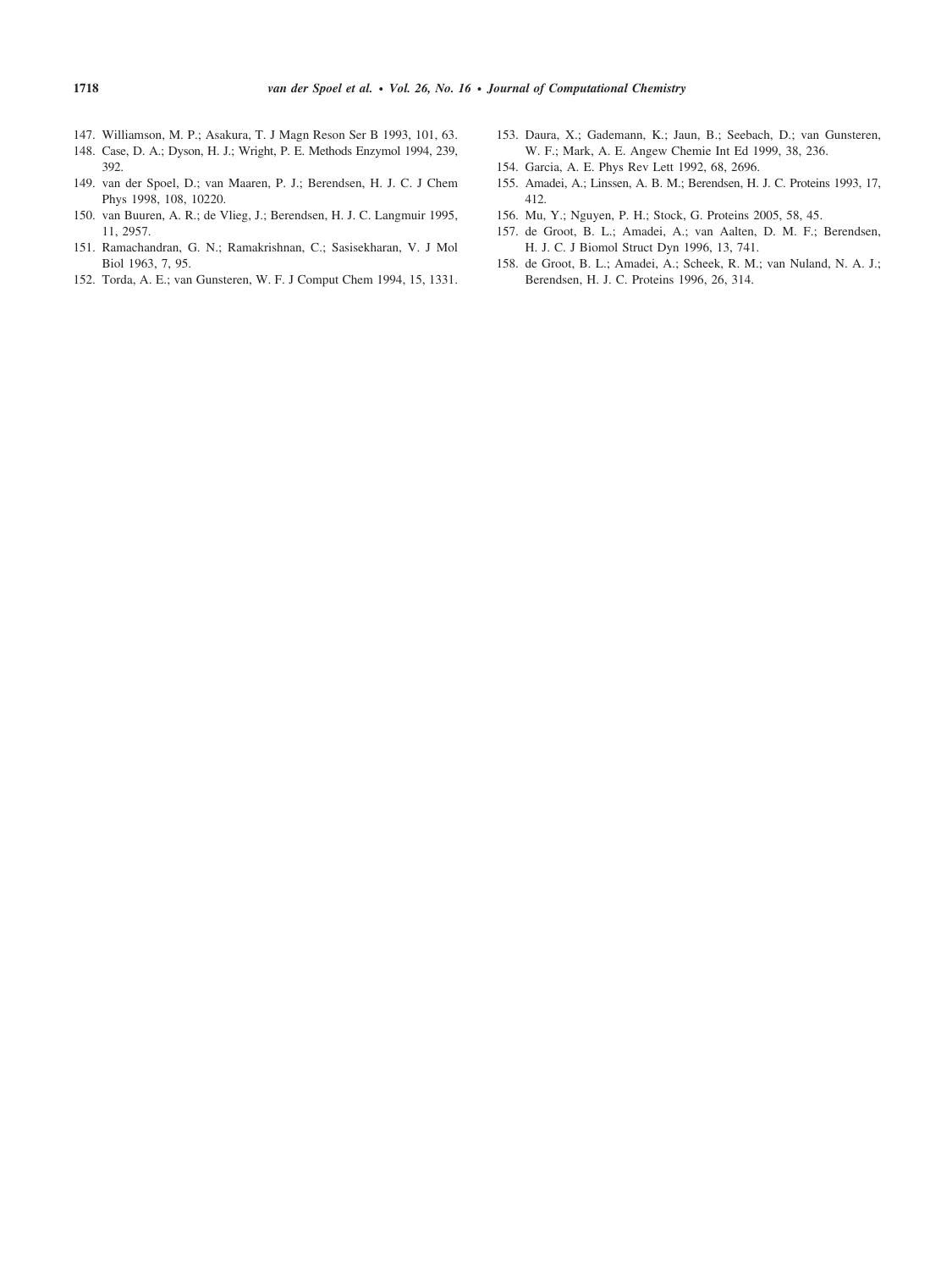147. Williamson, M. P.; Asakura, T. J Magn Reson Ser B 1993, 101, 63.
148. Case, D. A.; Dyson, H. J.; Wright, P. E. Methods Enzymol 1994, 239, 392.
149. van der Spoel, D.; van Maaren, P. J.; Berendsen, H. J. C. J Chem Phys 1998, 108, 10220.
150. van Buuren, A. R.; de Vlieg, J.; Berendsen, H. J. C. Langmuir 1995, 11, 2957.
151. Ramachandran, G. N.; Ramakrishnan, C.; Sasisekharan, V. J Mol Biol 1963, 7, 95.
152. Torda, A. E.; van Gunsteren, W. F. J Comput Chem 1994, 15, 1331.
153. Daura, X.; Gademann, K.; Jaun, B.; Seebach, D.; van Gunsteren, W. F.; Mark, A. E. Angew Chemie Int Ed 1999, 38, 236.
154. Garcia, A. E. Phys Rev Lett 1992, 68, 2696.
155. Amadei, A.; Linssen, A. B. M.; Berendsen, H. J. C. Proteins 1993, 17, 412.
156. Mu, Y.; Nguyen, P. H.; Stock, G. Proteins 2005, 58, 45.
157. de Groot, B. L.; Amadei, A.; van Aalten, D. M. F.; Berendsen, H. J. C. J Biomol Struct Dyn 1996, 13, 741.
158. de Groot, B. L.; Amadei, A.; Scheek, R. M.; van Nuland, N. A. J.; Berendsen, H. J. C. Proteins 1996, 26, 314.